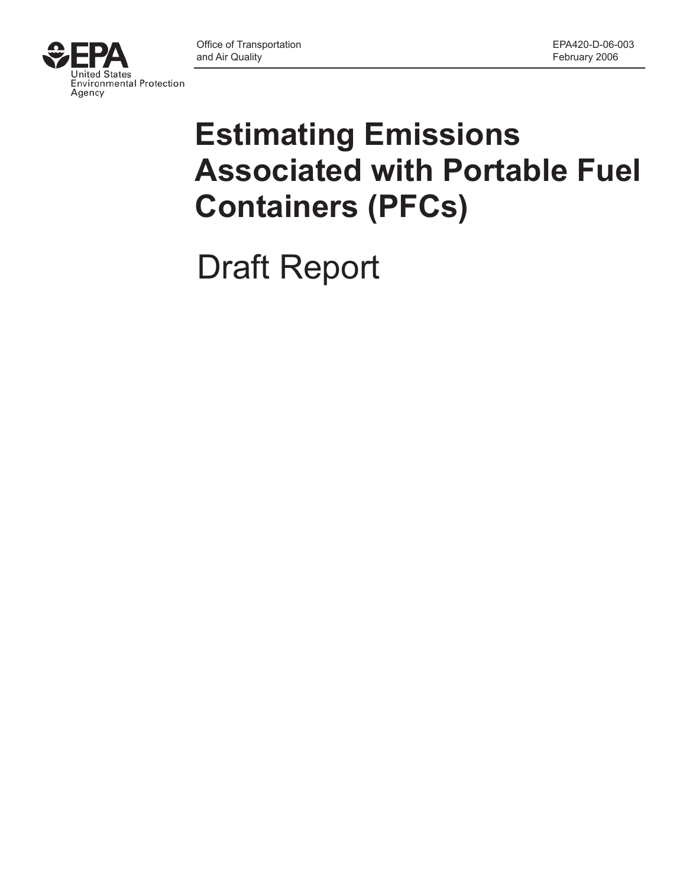EPA United States Environmental Protection Agency

Office of Transportation and Air Quality

EPA420-D-06-003
February 2006

# Estimating Emissions Associated with Portable Fuel Containers (PFCs)

## Draft Report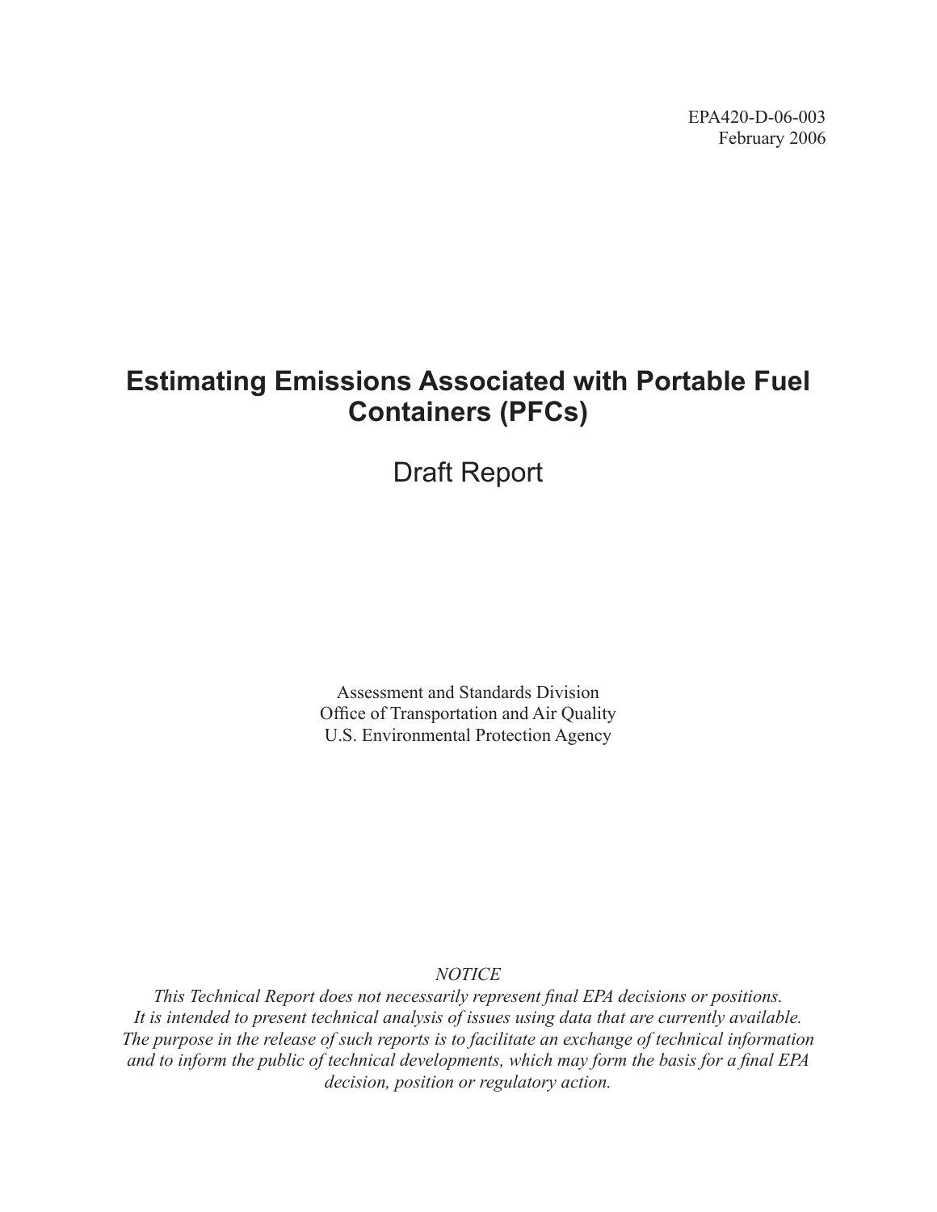EPA420-D-06-003
February 2006

# Estimating Emissions Associated with Portable Fuel Containers (PFCs)

## Draft Report

Assessment and Standards Division
Office of Transportation and Air Quality
U.S. Environmental Protection Agency

*NOTICE*
*This Technical Report does not necessarily represent final EPA decisions or positions. It is intended to present technical analysis of issues using data that are currently available. The purpose in the release of such reports is to facilitate an exchange of technical information and to inform the public of technical developments, which may form the basis for a final EPA decision, position or regulatory action.*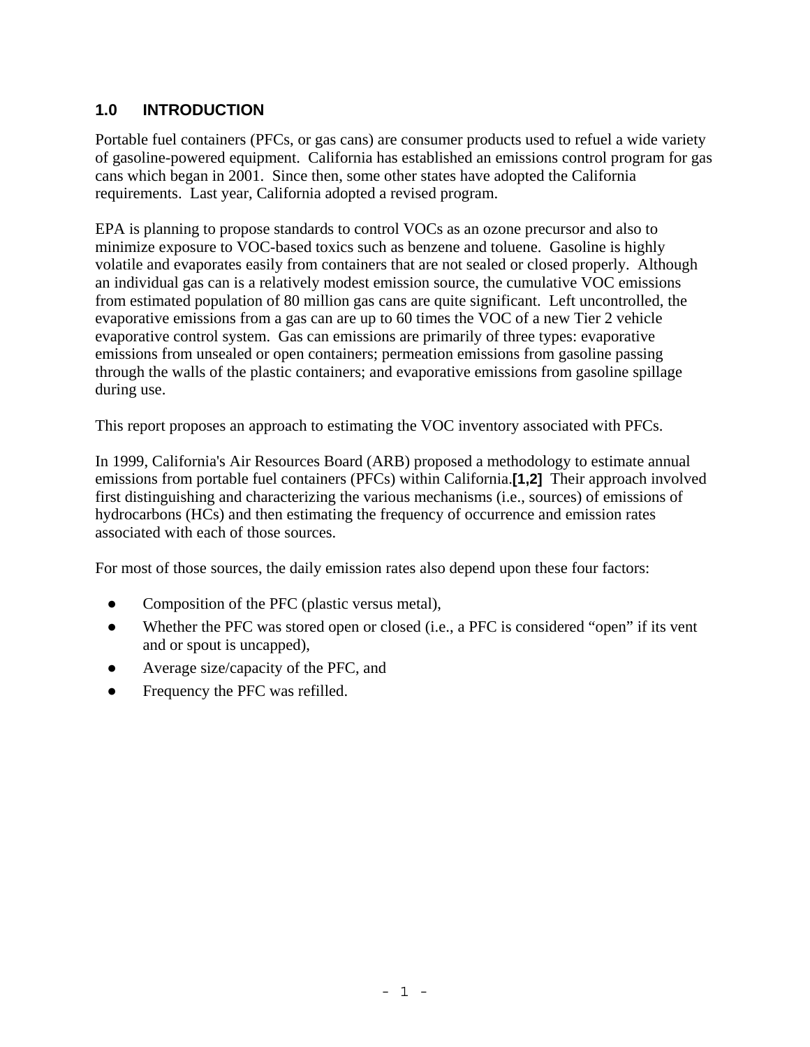## 1.0 INTRODUCTION

Portable fuel containers (PFCs, or gas cans) are consumer products used to refuel a wide variety of gasoline-powered equipment. California has established an emissions control program for gas cans which began in 2001. Since then, some other states have adopted the California requirements. Last year, California adopted a revised program.

EPA is planning to propose standards to control VOCs as an ozone precursor and also to minimize exposure to VOC-based toxics such as benzene and toluene. Gasoline is highly volatile and evaporates easily from containers that are not sealed or closed properly. Although an individual gas can is a relatively modest emission source, the cumulative VOC emissions from estimated population of 80 million gas cans are quite significant. Left uncontrolled, the evaporative emissions from a gas can are up to 60 times the VOC of a new Tier 2 vehicle evaporative control system. Gas can emissions are primarily of three types: evaporative emissions from unsealed or open containers; permeation emissions from gasoline passing through the walls of the plastic containers; and evaporative emissions from gasoline spillage during use.

This report proposes an approach to estimating the VOC inventory associated with PFCs.

In 1999, California's Air Resources Board (ARB) proposed a methodology to estimate annual emissions from portable fuel containers (PFCs) within California.**[1,2]** Their approach involved first distinguishing and characterizing the various mechanisms (i.e., sources) of emissions of hydrocarbons (HCs) and then estimating the frequency of occurrence and emission rates associated with each of those sources.

For most of those sources, the daily emission rates also depend upon these four factors:

- Composition of the PFC (plastic versus metal),
- Whether the PFC was stored open or closed (i.e., a PFC is considered "open" if its vent and or spout is uncapped),
- Average size/capacity of the PFC, and
- Frequency the PFC was refilled.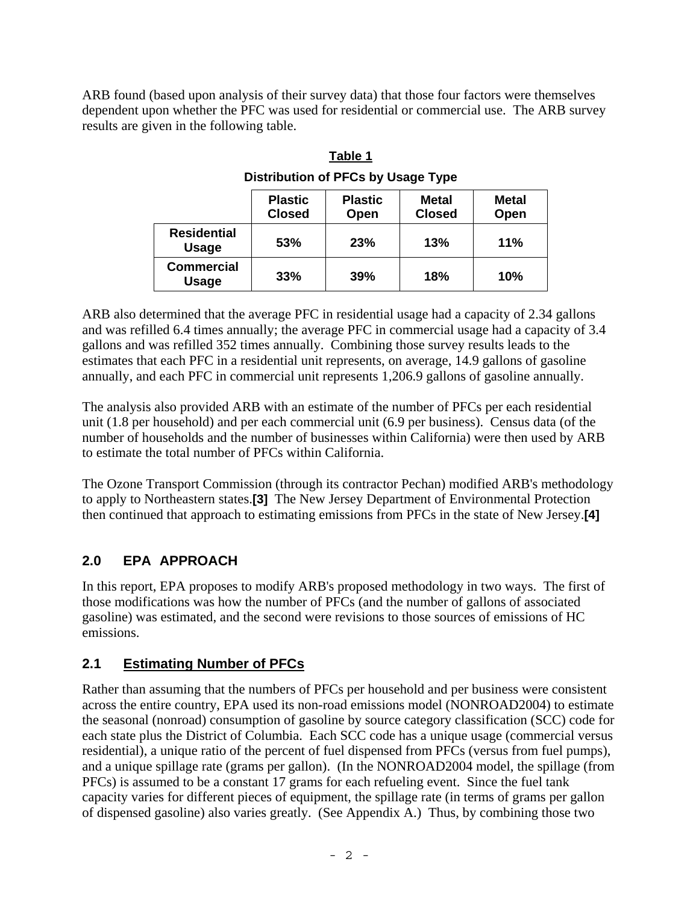ARB found (based upon analysis of their survey data) that those four factors were themselves dependent upon whether the PFC was used for residential or commercial use. The ARB survey results are given in the following table.

**Table 1**

**Distribution of PFCs by Usage Type**

| | Plastic Closed | Plastic Open | Metal Closed | Metal Open |
|---|---|---|---|---|
| **Residential Usage** | 53% | 23% | 13% | 11% |
| **Commercial Usage** | 33% | 39% | 18% | 10% |

ARB also determined that the average PFC in residential usage had a capacity of 2.34 gallons and was refilled 6.4 times annually; the average PFC in commercial usage had a capacity of 3.4 gallons and was refilled 352 times annually. Combining those survey results leads to the estimates that each PFC in a residential unit represents, on average, 14.9 gallons of gasoline annually, and each PFC in commercial unit represents 1,206.9 gallons of gasoline annually.

The analysis also provided ARB with an estimate of the number of PFCs per each residential unit (1.8 per household) and per each commercial unit (6.9 per business). Census data (of the number of households and the number of businesses within California) were then used by ARB to estimate the total number of PFCs within California.

The Ozone Transport Commission (through its contractor Pechan) modified ARB's methodology to apply to Northeastern states.**[3]** The New Jersey Department of Environmental Protection then continued that approach to estimating emissions from PFCs in the state of New Jersey.**[4]**

## 2.0 EPA APPROACH

In this report, EPA proposes to modify ARB's proposed methodology in two ways. The first of those modifications was how the number of PFCs (and the number of gallons of associated gasoline) was estimated, and the second were revisions to those sources of emissions of HC emissions.

### 2.1 Estimating Number of PFCs

Rather than assuming that the numbers of PFCs per household and per business were consistent across the entire country, EPA used its non-road emissions model (NONROAD2004) to estimate the seasonal (nonroad) consumption of gasoline by source category classification (SCC) code for each state plus the District of Columbia. Each SCC code has a unique usage (commercial versus residential), a unique ratio of the percent of fuel dispensed from PFCs (versus from fuel pumps), and a unique spillage rate (grams per gallon). (In the NONROAD2004 model, the spillage (from PFCs) is assumed to be a constant 17 grams for each refueling event. Since the fuel tank capacity varies for different pieces of equipment, the spillage rate (in terms of grams per gallon of dispensed gasoline) also varies greatly. (See Appendix A.) Thus, by combining those two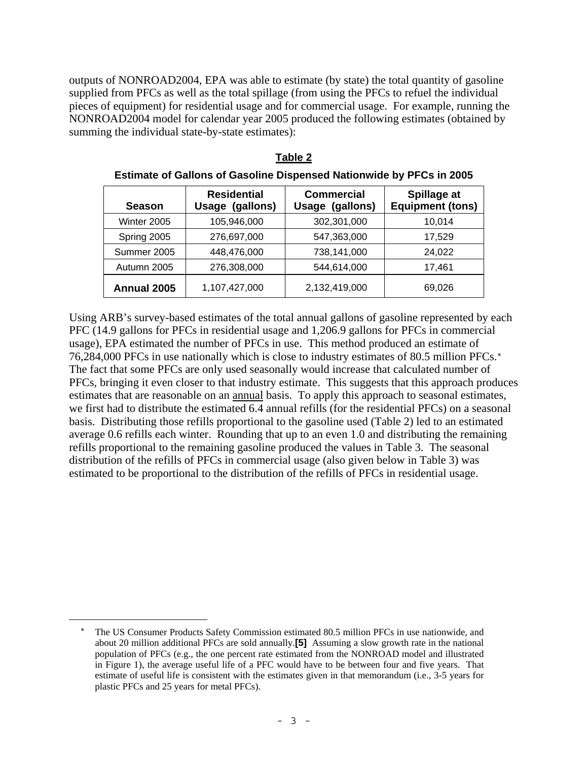outputs of NONROAD2004, EPA was able to estimate (by state) the total quantity of gasoline supplied from PFCs as well as the total spillage (from using the PFCs to refuel the individual pieces of equipment) for residential usage and for commercial usage. For example, running the NONROAD2004 model for calendar year 2005 produced the following estimates (obtained by summing the individual state-by-state estimates):

**Table 2**

**Estimate of Gallons of Gasoline Dispensed Nationwide by PFCs in 2005**

| Season | Residential Usage (gallons) | Commercial Usage (gallons) | Spillage at Equipment (tons) |
|---|---|---|---|
| Winter 2005 | 105,946,000 | 302,301,000 | 10,014 |
| Spring 2005 | 276,697,000 | 547,363,000 | 17,529 |
| Summer 2005 | 448,476,000 | 738,141,000 | 24,022 |
| Autumn 2005 | 276,308,000 | 544,614,000 | 17,461 |
| **Annual 2005** | 1,107,427,000 | 2,132,419,000 | 69,026 |

Using ARB's survey-based estimates of the total annual gallons of gasoline represented by each PFC (14.9 gallons for PFCs in residential usage and 1,206.9 gallons for PFCs in commercial usage), EPA estimated the number of PFCs in use. This method produced an estimate of 76,284,000 PFCs in use nationally which is close to industry estimates of 80.5 million PFCs.* The fact that some PFCs are only used seasonally would increase that calculated number of PFCs, bringing it even closer to that industry estimate. This suggests that this approach produces estimates that are reasonable on an annual basis. To apply this approach to seasonal estimates, we first had to distribute the estimated 6.4 annual refills (for the residential PFCs) on a seasonal basis. Distributing those refills proportional to the gasoline used (Table 2) led to an estimated average 0.6 refills each winter. Rounding that up to an even 1.0 and distributing the remaining refills proportional to the remaining gasoline produced the values in Table 3. The seasonal distribution of the refills of PFCs in commercial usage (also given below in Table 3) was estimated to be proportional to the distribution of the refills of PFCs in residential usage.

* The US Consumer Products Safety Commission estimated 80.5 million PFCs in use nationwide, and about 20 million additional PFCs are sold annually.**[5]** Assuming a slow growth rate in the national population of PFCs (e.g., the one percent rate estimated from the NONROAD model and illustrated in Figure 1), the average useful life of a PFC would have to be between four and five years. That estimate of useful life is consistent with the estimates given in that memorandum (i.e., 3-5 years for plastic PFCs and 25 years for metal PFCs).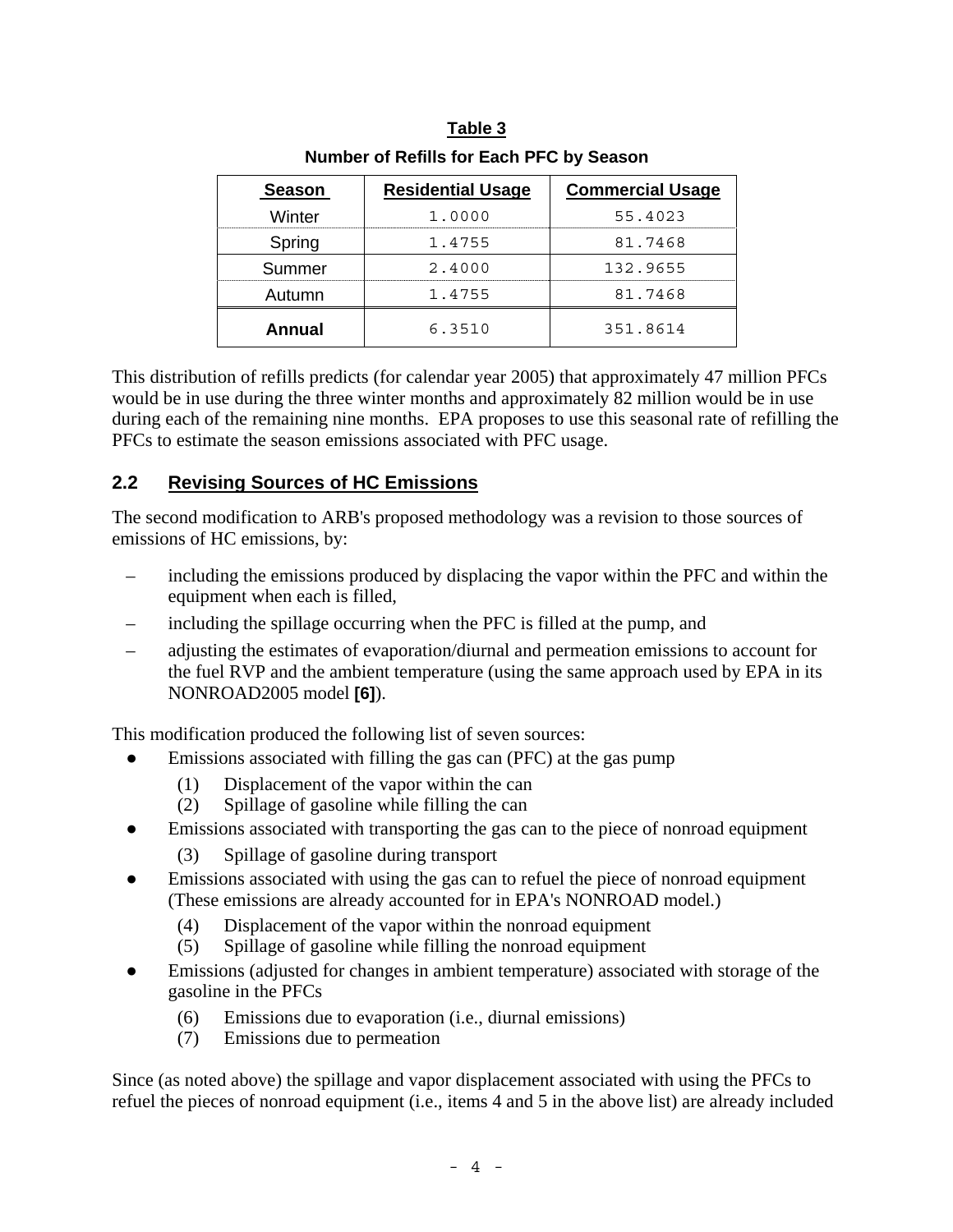**Table 3**

**Number of Refills for Each PFC by Season**

| Season | Residential Usage | Commercial Usage |
|---|---|---|
| Winter | 1.0000 | 55.4023 |
| Spring | 1.4755 | 81.7468 |
| Summer | 2.4000 | 132.9655 |
| Autumn | 1.4755 | 81.7468 |
| **Annual** | 6.3510 | 351.8614 |

This distribution of refills predicts (for calendar year 2005) that approximately 47 million PFCs would be in use during the three winter months and approximately 82 million would be in use during each of the remaining nine months. EPA proposes to use this seasonal rate of refilling the PFCs to estimate the season emissions associated with PFC usage.

## 2.2 Revising Sources of HC Emissions

The second modification to ARB's proposed methodology was a revision to those sources of emissions of HC emissions, by:

– including the emissions produced by displacing the vapor within the PFC and within the equipment when each is filled,

– including the spillage occurring when the PFC is filled at the pump, and

– adjusting the estimates of evaporation/diurnal and permeation emissions to account for the fuel RVP and the ambient temperature (using the same approach used by EPA in its NONROAD2005 model **[6]**).

This modification produced the following list of seven sources:

- Emissions associated with filling the gas can (PFC) at the gas pump
  1. Displacement of the vapor within the can
  2. Spillage of gasoline while filling the can
- Emissions associated with transporting the gas can to the piece of nonroad equipment
  3. Spillage of gasoline during transport
- Emissions associated with using the gas can to refuel the piece of nonroad equipment (These emissions are already accounted for in EPA's NONROAD model.)
  4. Displacement of the vapor within the nonroad equipment
  5. Spillage of gasoline while filling the nonroad equipment
- Emissions (adjusted for changes in ambient temperature) associated with storage of the gasoline in the PFCs
  6. Emissions due to evaporation (i.e., diurnal emissions)
  7. Emissions due to permeation

Since (as noted above) the spillage and vapor displacement associated with using the PFCs to refuel the pieces of nonroad equipment (i.e., items 4 and 5 in the above list) are already included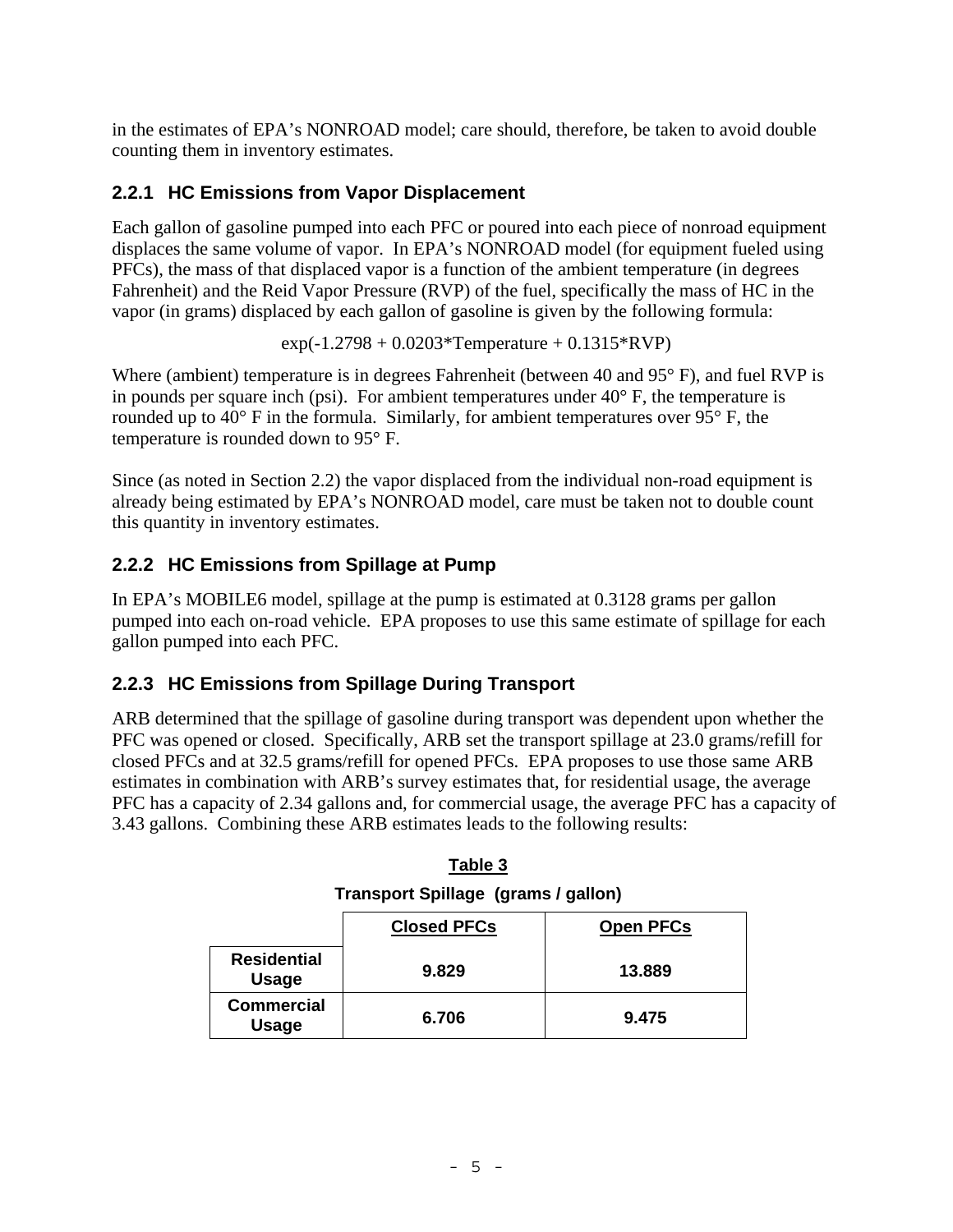in the estimates of EPA's NONROAD model; care should, therefore, be taken to avoid double counting them in inventory estimates.

### 2.2.1 HC Emissions from Vapor Displacement

Each gallon of gasoline pumped into each PFC or poured into each piece of nonroad equipment displaces the same volume of vapor. In EPA's NONROAD model (for equipment fueled using PFCs), the mass of that displaced vapor is a function of the ambient temperature (in degrees Fahrenheit) and the Reid Vapor Pressure (RVP) of the fuel, specifically the mass of HC in the vapor (in grams) displaced by each gallon of gasoline is given by the following formula:

$$\exp(-1.2798 + 0.0203 * \text{Temperature} + 0.1315 * \text{RVP})$$

Where (ambient) temperature is in degrees Fahrenheit (between 40 and 95° F), and fuel RVP is in pounds per square inch (psi). For ambient temperatures under 40° F, the temperature is rounded up to 40° F in the formula. Similarly, for ambient temperatures over 95° F, the temperature is rounded down to 95° F.

Since (as noted in Section 2.2) the vapor displaced from the individual non-road equipment is already being estimated by EPA's NONROAD model, care must be taken not to double count this quantity in inventory estimates.

### 2.2.2 HC Emissions from Spillage at Pump

In EPA's MOBILE6 model, spillage at the pump is estimated at 0.3128 grams per gallon pumped into each on-road vehicle. EPA proposes to use this same estimate of spillage for each gallon pumped into each PFC.

### 2.2.3 HC Emissions from Spillage During Transport

ARB determined that the spillage of gasoline during transport was dependent upon whether the PFC was opened or closed. Specifically, ARB set the transport spillage at 23.0 grams/refill for closed PFCs and at 32.5 grams/refill for opened PFCs. EPA proposes to use those same ARB estimates in combination with ARB's survey estimates that, for residential usage, the average PFC has a capacity of 2.34 gallons and, for commercial usage, the average PFC has a capacity of 3.43 gallons. Combining these ARB estimates leads to the following results:

**Table 3**

**Transport Spillage (grams / gallon)**

| | Closed PFCs | Open PFCs |
|---|---|---|
| **Residential Usage** | **9.829** | **13.889** |
| **Commercial Usage** | **6.706** | **9.475** |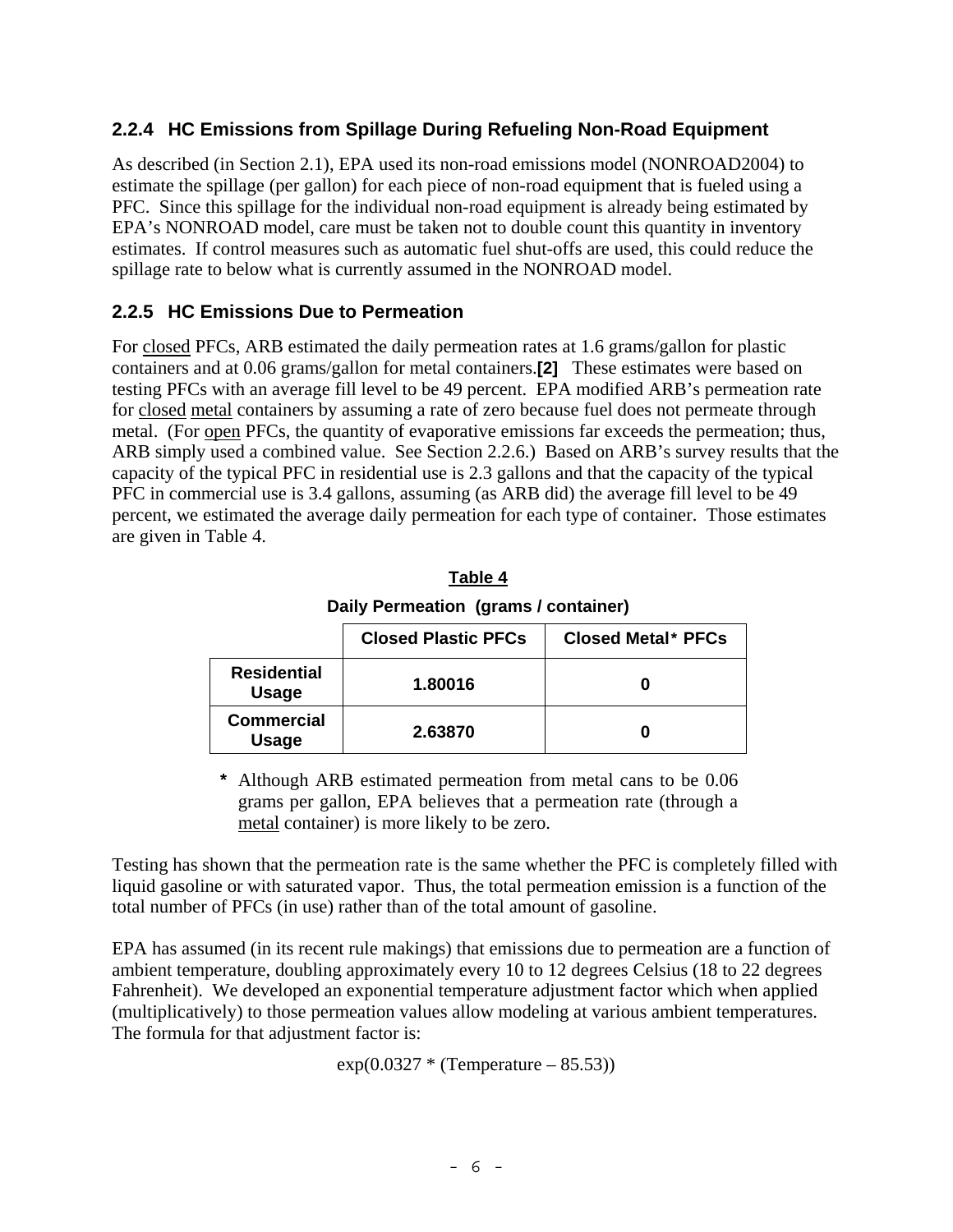### 2.2.4 HC Emissions from Spillage During Refueling Non-Road Equipment

As described (in Section 2.1), EPA used its non-road emissions model (NONROAD2004) to estimate the spillage (per gallon) for each piece of non-road equipment that is fueled using a PFC. Since this spillage for the individual non-road equipment is already being estimated by EPA's NONROAD model, care must be taken not to double count this quantity in inventory estimates. If control measures such as automatic fuel shut-offs are used, this could reduce the spillage rate to below what is currently assumed in the NONROAD model.

### 2.2.5 HC Emissions Due to Permeation

For closed PFCs, ARB estimated the daily permeation rates at 1.6 grams/gallon for plastic containers and at 0.06 grams/gallon for metal containers.**[2]** These estimates were based on testing PFCs with an average fill level to be 49 percent. EPA modified ARB's permeation rate for closed metal containers by assuming a rate of zero because fuel does not permeate through metal. (For open PFCs, the quantity of evaporative emissions far exceeds the permeation; thus, ARB simply used a combined value. See Section 2.2.6.) Based on ARB's survey results that the capacity of the typical PFC in residential use is 2.3 gallons and that the capacity of the typical PFC in commercial use is 3.4 gallons, assuming (as ARB did) the average fill level to be 49 percent, we estimated the average daily permeation for each type of container. Those estimates are given in Table 4.

**Table 4**

**Daily Permeation (grams / container)**

| | Closed Plastic PFCs | Closed Metal* PFCs |
|---|---|---|
| **Residential Usage** | 1.80016 | 0 |
| **Commercial Usage** | 2.63870 | 0 |

**\*** Although ARB estimated permeation from metal cans to be 0.06 grams per gallon, EPA believes that a permeation rate (through a metal container) is more likely to be zero.

Testing has shown that the permeation rate is the same whether the PFC is completely filled with liquid gasoline or with saturated vapor. Thus, the total permeation emission is a function of the total number of PFCs (in use) rather than of the total amount of gasoline.

EPA has assumed (in its recent rule makings) that emissions due to permeation are a function of ambient temperature, doubling approximately every 10 to 12 degrees Celsius (18 to 22 degrees Fahrenheit). We developed an exponential temperature adjustment factor which when applied (multiplicatively) to those permeation values allow modeling at various ambient temperatures. The formula for that adjustment factor is:

$$\exp(0.0327 * (\text{Temperature} - 85.53))$$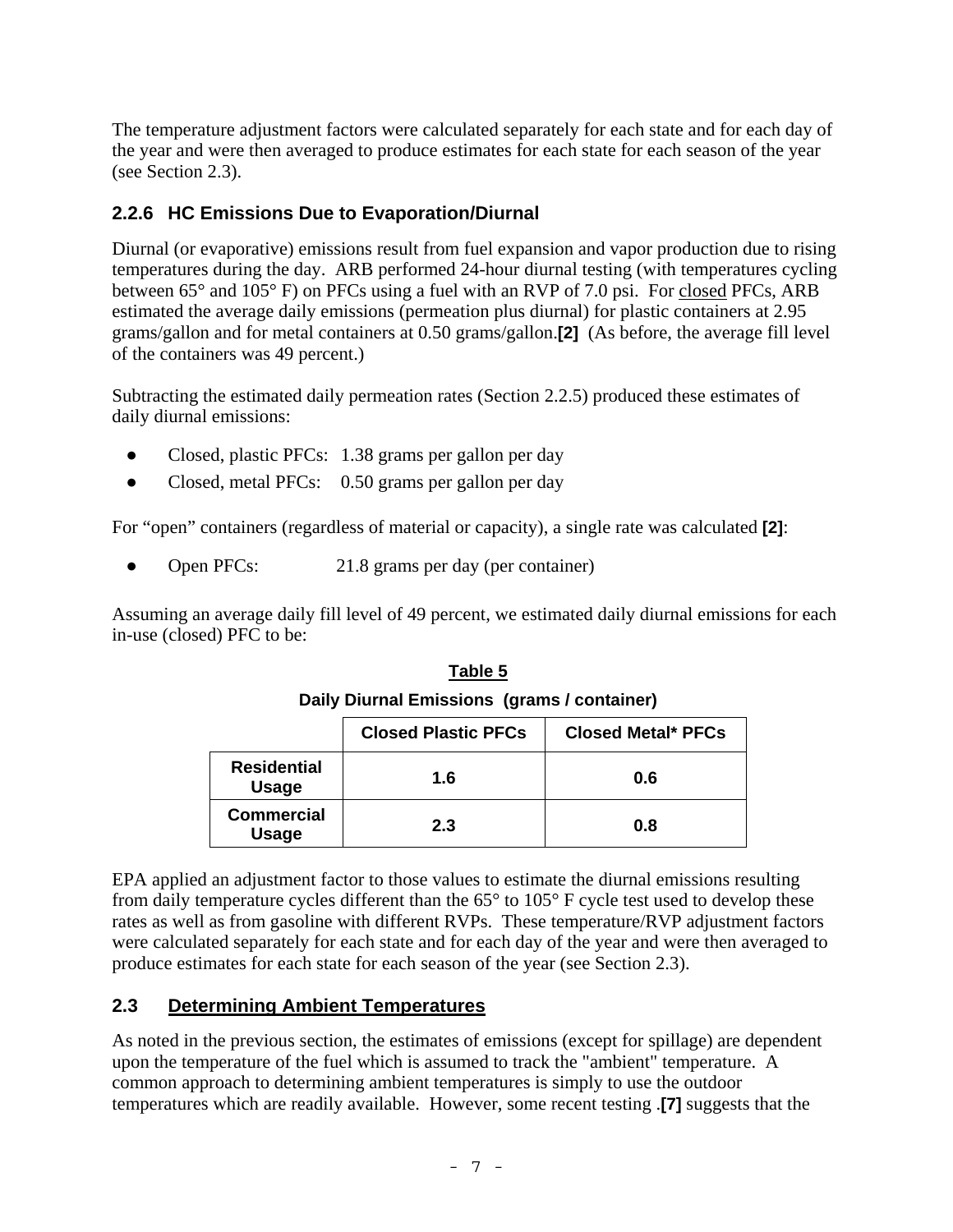The temperature adjustment factors were calculated separately for each state and for each day of the year and were then averaged to produce estimates for each state for each season of the year (see Section 2.3).

### 2.2.6 HC Emissions Due to Evaporation/Diurnal

Diurnal (or evaporative) emissions result from fuel expansion and vapor production due to rising temperatures during the day. ARB performed 24-hour diurnal testing (with temperatures cycling between 65° and 105° F) on PFCs using a fuel with an RVP of 7.0 psi. For closed PFCs, ARB estimated the average daily emissions (permeation plus diurnal) for plastic containers at 2.95 grams/gallon and for metal containers at 0.50 grams/gallon.**[2]** (As before, the average fill level of the containers was 49 percent.)

Subtracting the estimated daily permeation rates (Section 2.2.5) produced these estimates of daily diurnal emissions:

- Closed, plastic PFCs: 1.38 grams per gallon per day
- Closed, metal PFCs: 0.50 grams per gallon per day

For "open" containers (regardless of material or capacity), a single rate was calculated **[2]**:

- Open PFCs: 21.8 grams per day (per container)

Assuming an average daily fill level of 49 percent, we estimated daily diurnal emissions for each in-use (closed) PFC to be:

**Table 5**

**Daily Diurnal Emissions (grams / container)**

| | Closed Plastic PFCs | Closed Metal* PFCs |
|---|---|---|
| **Residential Usage** | 1.6 | 0.6 |
| **Commercial Usage** | 2.3 | 0.8 |

EPA applied an adjustment factor to those values to estimate the diurnal emissions resulting from daily temperature cycles different than the 65° to 105° F cycle test used to develop these rates as well as from gasoline with different RVPs. These temperature/RVP adjustment factors were calculated separately for each state and for each day of the year and were then averaged to produce estimates for each state for each season of the year (see Section 2.3).

## 2.3 Determining Ambient Temperatures

As noted in the previous section, the estimates of emissions (except for spillage) are dependent upon the temperature of the fuel which is assumed to track the "ambient" temperature. A common approach to determining ambient temperatures is simply to use the outdoor temperatures which are readily available. However, some recent testing .**[7]** suggests that the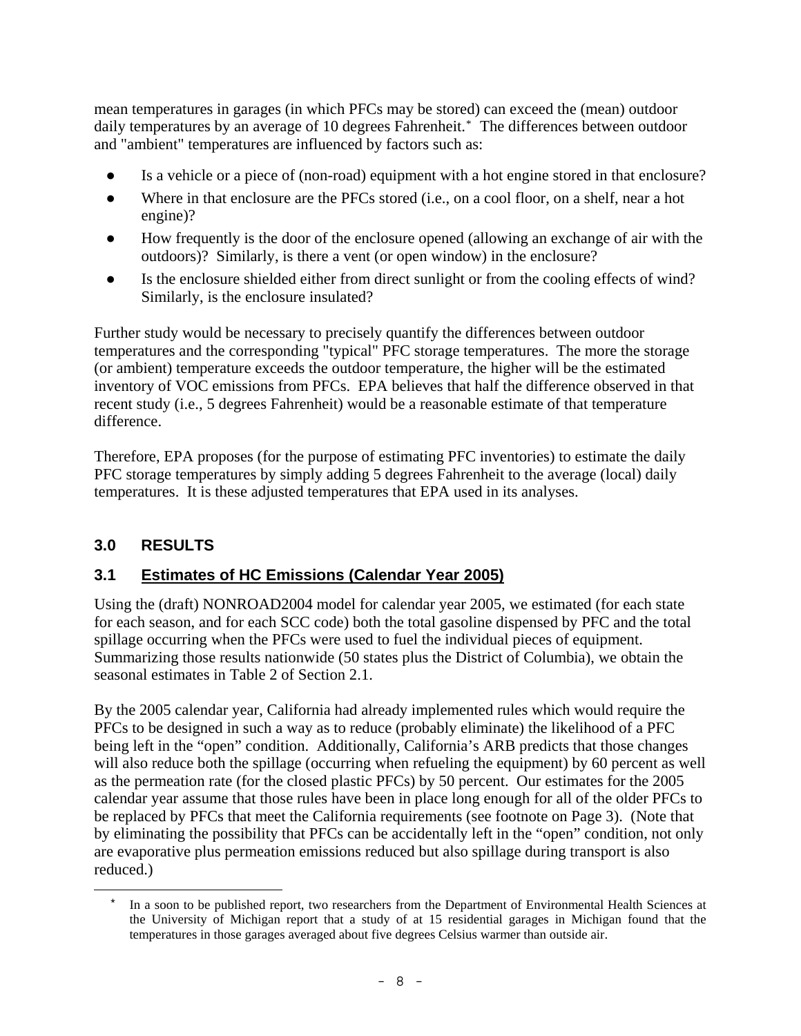mean temperatures in garages (in which PFCs may be stored) can exceed the (mean) outdoor daily temperatures by an average of 10 degrees Fahrenheit.* The differences between outdoor and "ambient" temperatures are influenced by factors such as:

- Is a vehicle or a piece of (non-road) equipment with a hot engine stored in that enclosure?
- Where in that enclosure are the PFCs stored (i.e., on a cool floor, on a shelf, near a hot engine)?
- How frequently is the door of the enclosure opened (allowing an exchange of air with the outdoors)? Similarly, is there a vent (or open window) in the enclosure?
- Is the enclosure shielded either from direct sunlight or from the cooling effects of wind? Similarly, is the enclosure insulated?

Further study would be necessary to precisely quantify the differences between outdoor temperatures and the corresponding "typical" PFC storage temperatures. The more the storage (or ambient) temperature exceeds the outdoor temperature, the higher will be the estimated inventory of VOC emissions from PFCs. EPA believes that half the difference observed in that recent study (i.e., 5 degrees Fahrenheit) would be a reasonable estimate of that temperature difference.

Therefore, EPA proposes (for the purpose of estimating PFC inventories) to estimate the daily PFC storage temperatures by simply adding 5 degrees Fahrenheit to the average (local) daily temperatures. It is these adjusted temperatures that EPA used in its analyses.

## 3.0 RESULTS

### 3.1 Estimates of HC Emissions (Calendar Year 2005)

Using the (draft) NONROAD2004 model for calendar year 2005, we estimated (for each state for each season, and for each SCC code) both the total gasoline dispensed by PFC and the total spillage occurring when the PFCs were used to fuel the individual pieces of equipment. Summarizing those results nationwide (50 states plus the District of Columbia), we obtain the seasonal estimates in Table 2 of Section 2.1.

By the 2005 calendar year, California had already implemented rules which would require the PFCs to be designed in such a way as to reduce (probably eliminate) the likelihood of a PFC being left in the "open" condition. Additionally, California's ARB predicts that those changes will also reduce both the spillage (occurring when refueling the equipment) by 60 percent as well as the permeation rate (for the closed plastic PFCs) by 50 percent. Our estimates for the 2005 calendar year assume that those rules have been in place long enough for all of the older PFCs to be replaced by PFCs that meet the California requirements (see footnote on Page 3). (Note that by eliminating the possibility that PFCs can be accidentally left in the "open" condition, not only are evaporative plus permeation emissions reduced but also spillage during transport is also reduced.)

---

\* In a soon to be published report, two researchers from the Department of Environmental Health Sciences at the University of Michigan report that a study of at 15 residential garages in Michigan found that the temperatures in those garages averaged about five degrees Celsius warmer than outside air.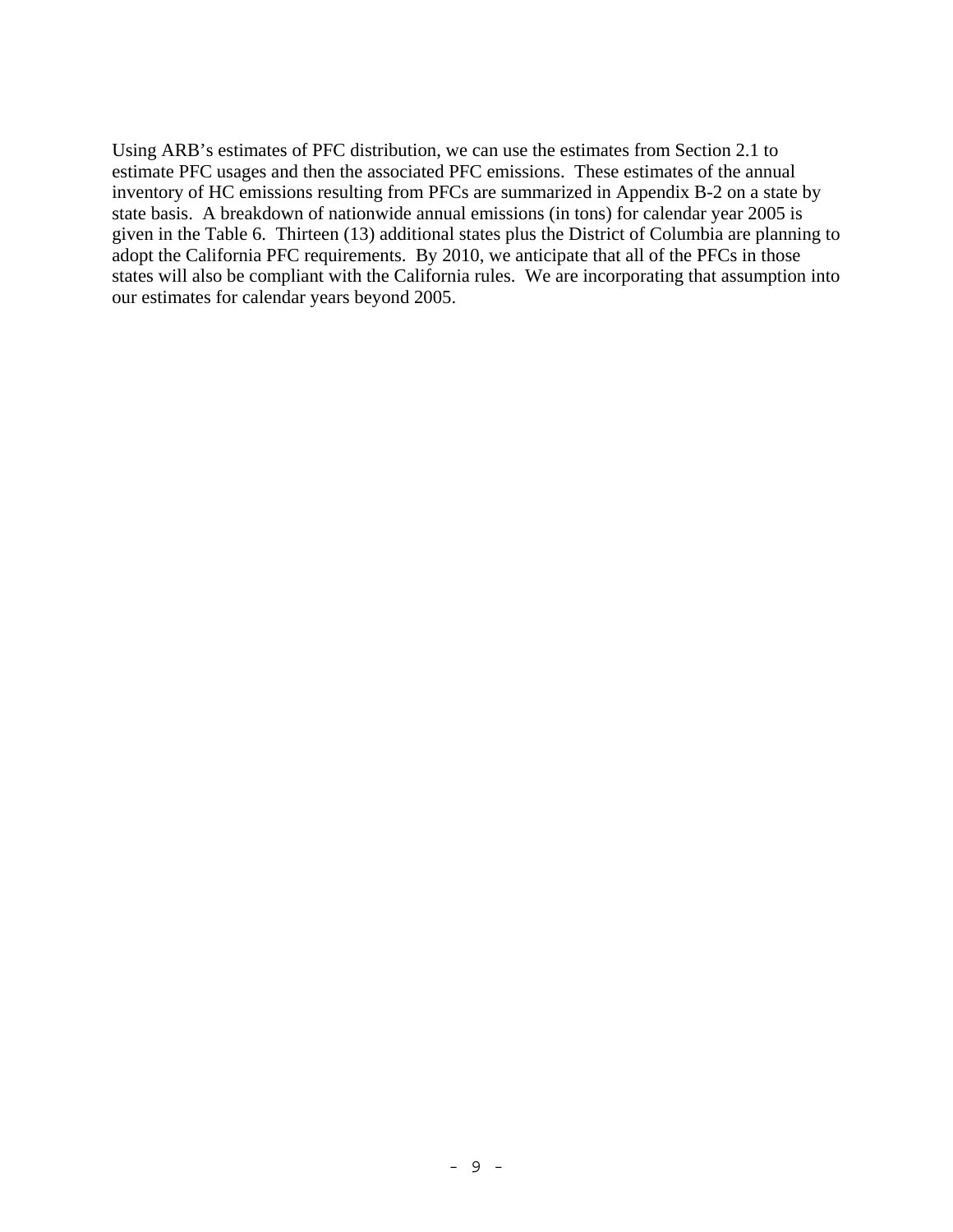Using ARB's estimates of PFC distribution, we can use the estimates from Section 2.1 to estimate PFC usages and then the associated PFC emissions. These estimates of the annual inventory of HC emissions resulting from PFCs are summarized in Appendix B-2 on a state by state basis. A breakdown of nationwide annual emissions (in tons) for calendar year 2005 is given in the Table 6. Thirteen (13) additional states plus the District of Columbia are planning to adopt the California PFC requirements. By 2010, we anticipate that all of the PFCs in those states will also be compliant with the California rules. We are incorporating that assumption into our estimates for calendar years beyond 2005.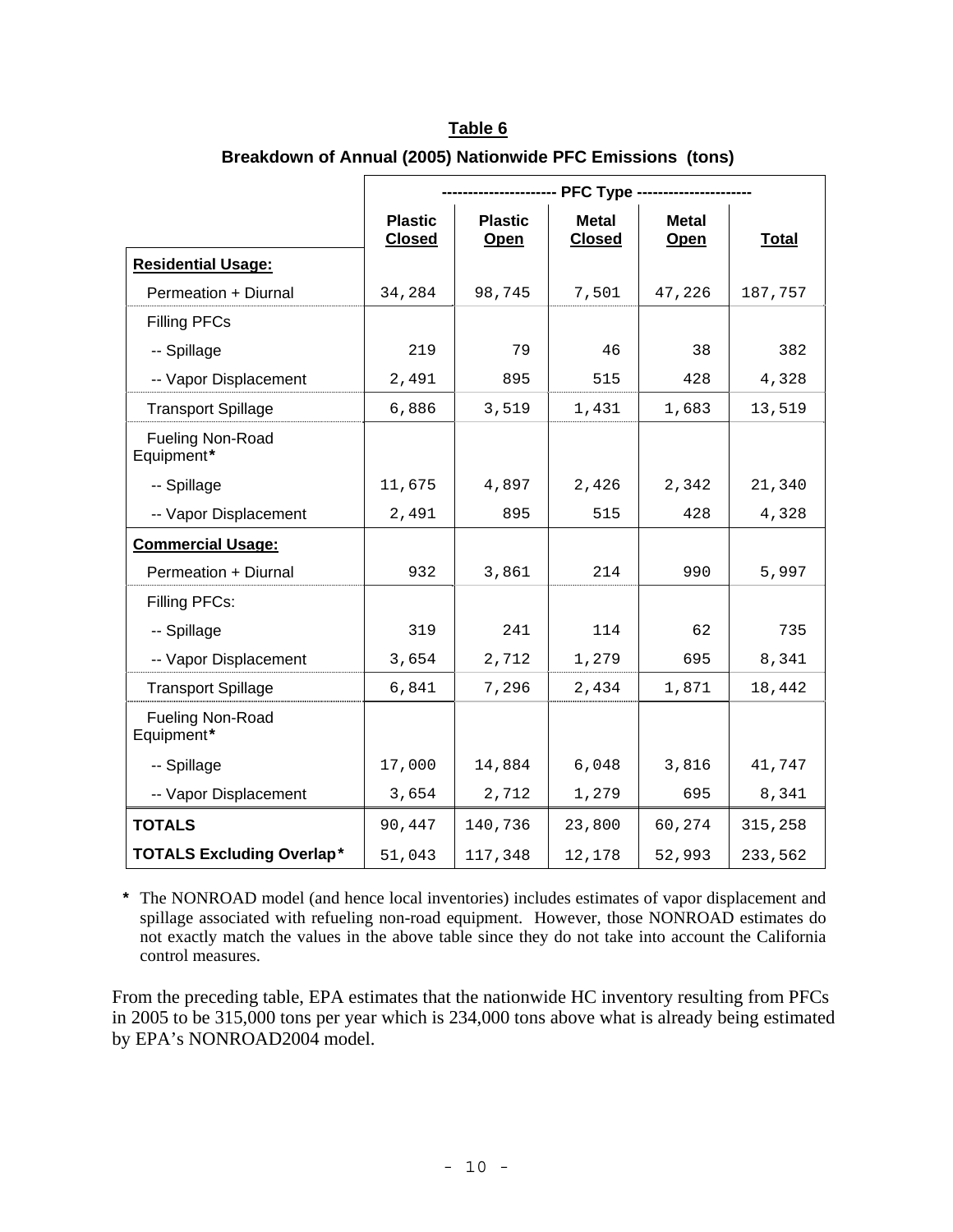**Table 6**

**Breakdown of Annual (2005) Nationwide PFC Emissions (tons)**

| | PFC Type | | | | |
|---|---|---|---|---|---|
| | Plastic Closed | Plastic Open | Metal Closed | Metal Open | Total |
| **Residential Usage:** | | | | | |
| Permeation + Diurnal | 34,284 | 98,745 | 7,501 | 47,226 | 187,757 |
| Filling PFCs | | | | | |
| -- Spillage | 219 | 79 | 46 | 38 | 382 |
| -- Vapor Displacement | 2,491 | 895 | 515 | 428 | 4,328 |
| Transport Spillage | 6,886 | 3,519 | 1,431 | 1,683 | 13,519 |
| Fueling Non-Road Equipment* | | | | | |
| -- Spillage | 11,675 | 4,897 | 2,426 | 2,342 | 21,340 |
| -- Vapor Displacement | 2,491 | 895 | 515 | 428 | 4,328 |
| **Commercial Usage:** | | | | | |
| Permeation + Diurnal | 932 | 3,861 | 214 | 990 | 5,997 |
| Filling PFCs: | | | | | |
| -- Spillage | 319 | 241 | 114 | 62 | 735 |
| -- Vapor Displacement | 3,654 | 2,712 | 1,279 | 695 | 8,341 |
| Transport Spillage | 6,841 | 7,296 | 2,434 | 1,871 | 18,442 |
| Fueling Non-Road Equipment* | | | | | |
| -- Spillage | 17,000 | 14,884 | 6,048 | 3,816 | 41,747 |
| -- Vapor Displacement | 3,654 | 2,712 | 1,279 | 695 | 8,341 |
| **TOTALS** | 90,447 | 140,736 | 23,800 | 60,274 | 315,258 |
| **TOTALS Excluding Overlap*** | 51,043 | 117,348 | 12,178 | 52,993 | 233,562 |

\* The NONROAD model (and hence local inventories) includes estimates of vapor displacement and spillage associated with refueling non-road equipment. However, those NONROAD estimates do not exactly match the values in the above table since they do not take into account the California control measures.

From the preceding table, EPA estimates that the nationwide HC inventory resulting from PFCs in 2005 to be 315,000 tons per year which is 234,000 tons above what is already being estimated by EPA's NONROAD2004 model.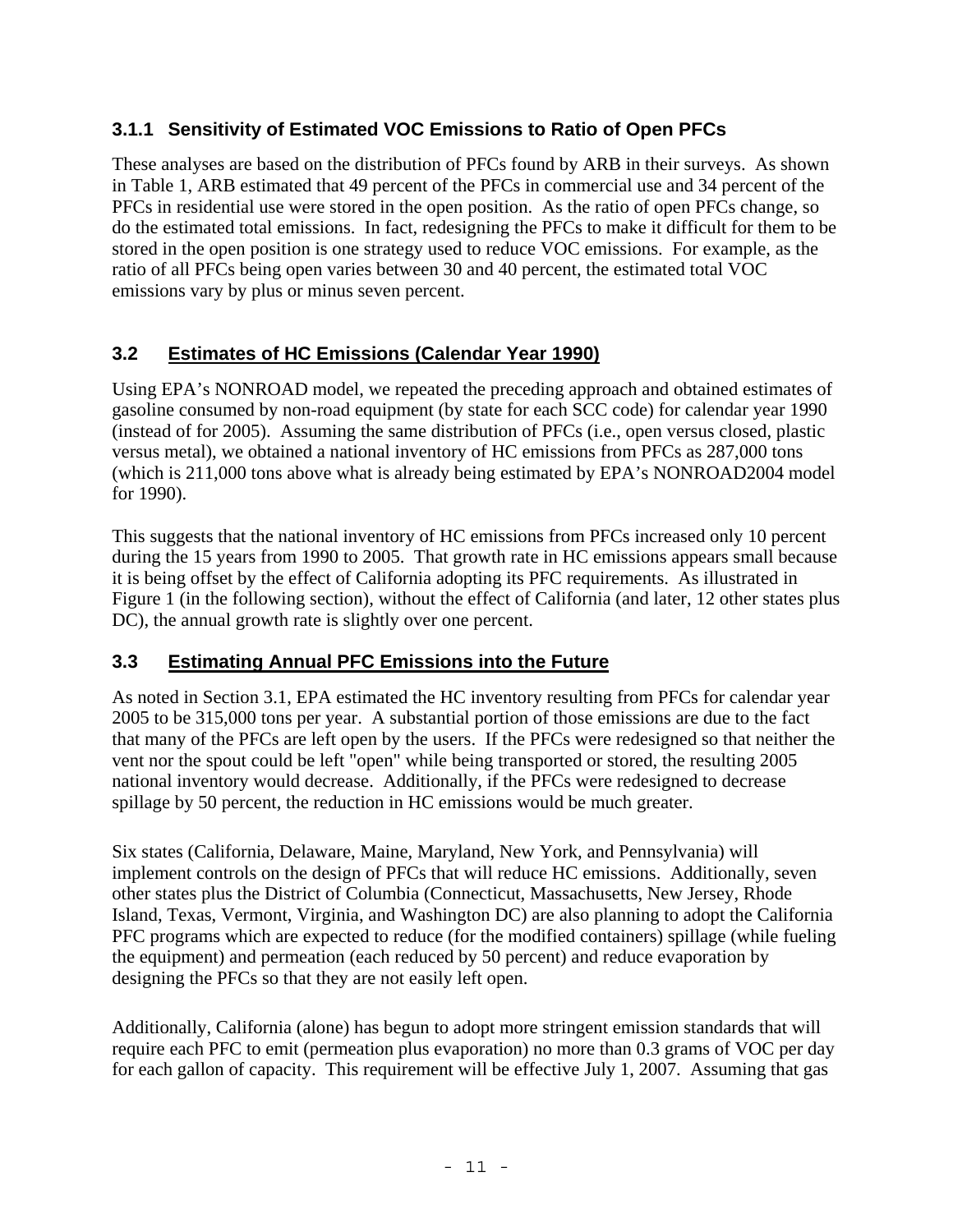### 3.1.1 Sensitivity of Estimated VOC Emissions to Ratio of Open PFCs

These analyses are based on the distribution of PFCs found by ARB in their surveys. As shown in Table 1, ARB estimated that 49 percent of the PFCs in commercial use and 34 percent of the PFCs in residential use were stored in the open position. As the ratio of open PFCs change, so do the estimated total emissions. In fact, redesigning the PFCs to make it difficult for them to be stored in the open position is one strategy used to reduce VOC emissions. For example, as the ratio of all PFCs being open varies between 30 and 40 percent, the estimated total VOC emissions vary by plus or minus seven percent.

## 3.2 Estimates of HC Emissions (Calendar Year 1990)

Using EPA's NONROAD model, we repeated the preceding approach and obtained estimates of gasoline consumed by non-road equipment (by state for each SCC code) for calendar year 1990 (instead of for 2005). Assuming the same distribution of PFCs (i.e., open versus closed, plastic versus metal), we obtained a national inventory of HC emissions from PFCs as 287,000 tons (which is 211,000 tons above what is already being estimated by EPA's NONROAD2004 model for 1990).

This suggests that the national inventory of HC emissions from PFCs increased only 10 percent during the 15 years from 1990 to 2005. That growth rate in HC emissions appears small because it is being offset by the effect of California adopting its PFC requirements. As illustrated in Figure 1 (in the following section), without the effect of California (and later, 12 other states plus DC), the annual growth rate is slightly over one percent.

## 3.3 Estimating Annual PFC Emissions into the Future

As noted in Section 3.1, EPA estimated the HC inventory resulting from PFCs for calendar year 2005 to be 315,000 tons per year. A substantial portion of those emissions are due to the fact that many of the PFCs are left open by the users. If the PFCs were redesigned so that neither the vent nor the spout could be left "open" while being transported or stored, the resulting 2005 national inventory would decrease. Additionally, if the PFCs were redesigned to decrease spillage by 50 percent, the reduction in HC emissions would be much greater.

Six states (California, Delaware, Maine, Maryland, New York, and Pennsylvania) will implement controls on the design of PFCs that will reduce HC emissions. Additionally, seven other states plus the District of Columbia (Connecticut, Massachusetts, New Jersey, Rhode Island, Texas, Vermont, Virginia, and Washington DC) are also planning to adopt the California PFC programs which are expected to reduce (for the modified containers) spillage (while fueling the equipment) and permeation (each reduced by 50 percent) and reduce evaporation by designing the PFCs so that they are not easily left open.

Additionally, California (alone) has begun to adopt more stringent emission standards that will require each PFC to emit (permeation plus evaporation) no more than 0.3 grams of VOC per day for each gallon of capacity. This requirement will be effective July 1, 2007. Assuming that gas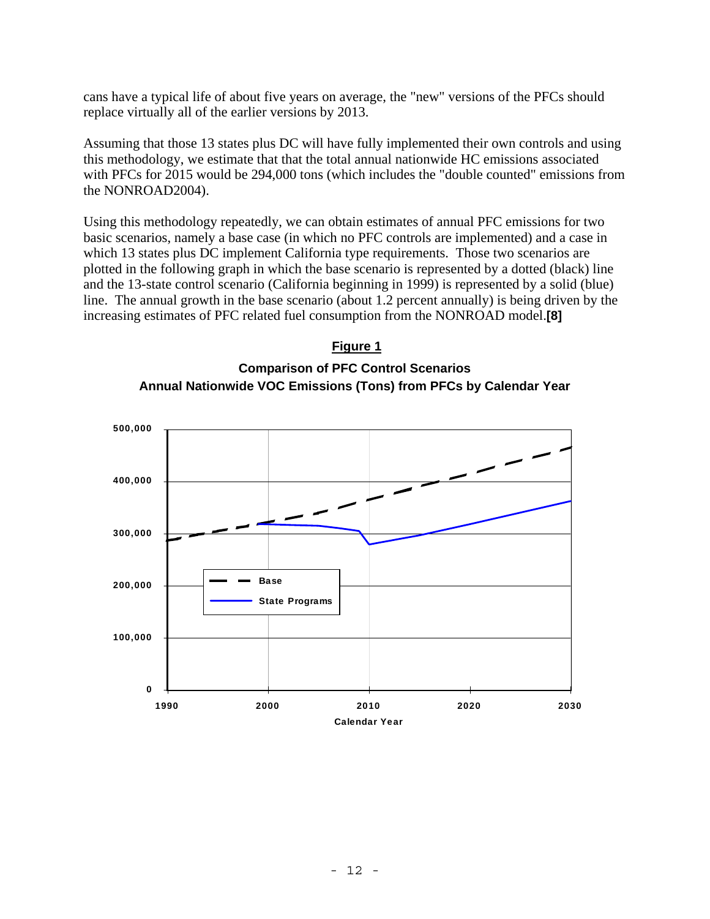cans have a typical life of about five years on average, the "new" versions of the PFCs should replace virtually all of the earlier versions by 2013.

Assuming that those 13 states plus DC will have fully implemented their own controls and using this methodology, we estimate that that the total annual nationwide HC emissions associated with PFCs for 2015 would be 294,000 tons (which includes the "double counted" emissions from the NONROAD2004).

Using this methodology repeatedly, we can obtain estimates of annual PFC emissions for two basic scenarios, namely a base case (in which no PFC controls are implemented) and a case in which 13 states plus DC implement California type requirements. Those two scenarios are plotted in the following graph in which the base scenario is represented by a dotted (black) line and the 13-state control scenario (California beginning in 1999) is represented by a solid (blue) line. The annual growth in the base scenario (about 1.2 percent annually) is being driven by the increasing estimates of PFC related fuel consumption from the NONROAD model.**[8]**

**Figure 1**

**Comparison of PFC Control Scenarios**
**Annual Nationwide VOC Emissions (Tons) from PFCs by Calendar Year**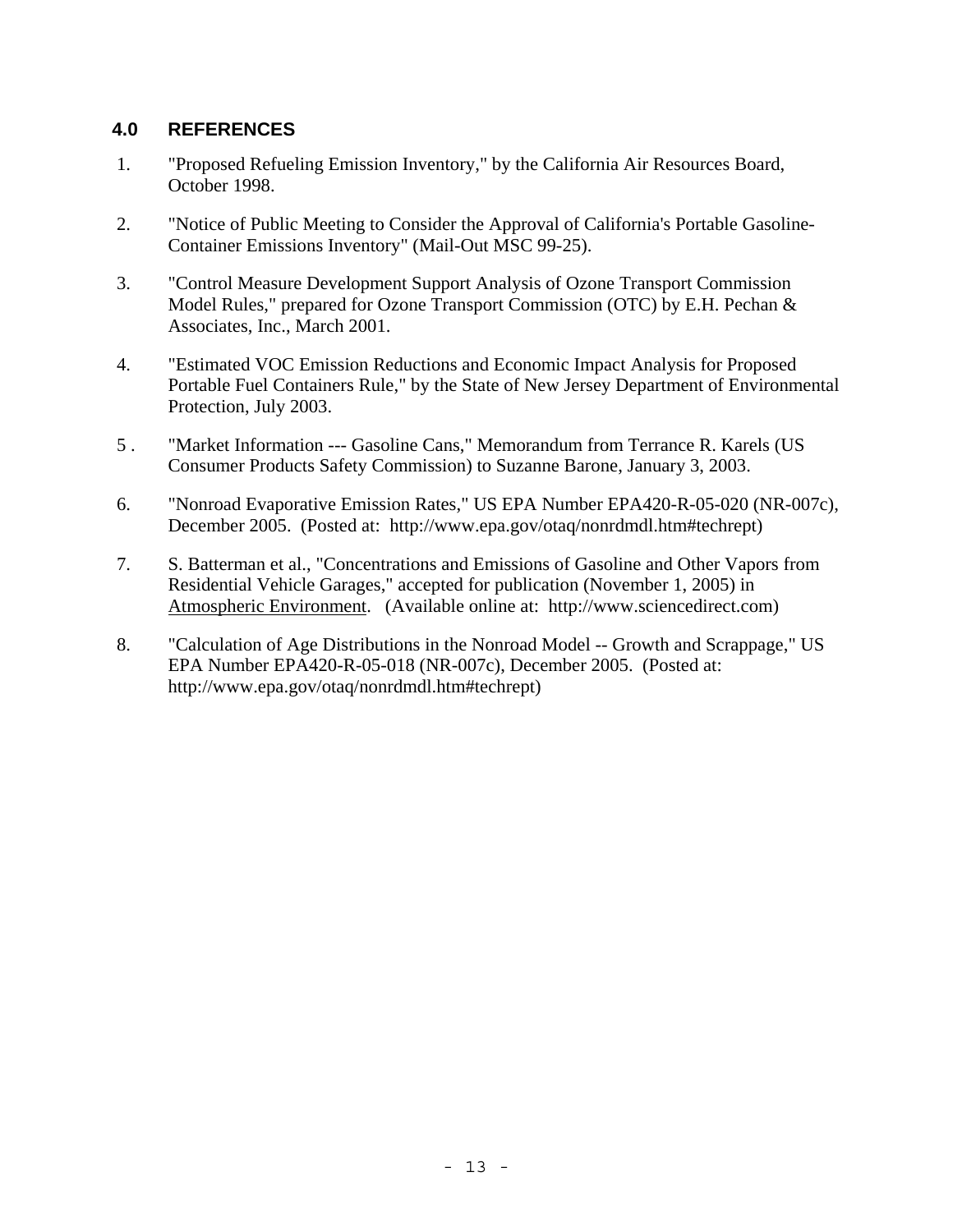## 4.0 REFERENCES

1. "Proposed Refueling Emission Inventory," by the California Air Resources Board, October 1998.

2. "Notice of Public Meeting to Consider the Approval of California's Portable Gasoline-Container Emissions Inventory" (Mail-Out MSC 99-25).

3. "Control Measure Development Support Analysis of Ozone Transport Commission Model Rules," prepared for Ozone Transport Commission (OTC) by E.H. Pechan & Associates, Inc., March 2001.

4. "Estimated VOC Emission Reductions and Economic Impact Analysis for Proposed Portable Fuel Containers Rule," by the State of New Jersey Department of Environmental Protection, July 2003.

5. "Market Information --- Gasoline Cans," Memorandum from Terrance R. Karels (US Consumer Products Safety Commission) to Suzanne Barone, January 3, 2003.

6. "Nonroad Evaporative Emission Rates," US EPA Number EPA420-R-05-020 (NR-007c), December 2005. (Posted at: http://www.epa.gov/otaq/nonrdmdl.htm#techrept)

7. S. Batterman et al., "Concentrations and Emissions of Gasoline and Other Vapors from Residential Vehicle Garages," accepted for publication (November 1, 2005) in Atmospheric Environment. (Available online at: http://www.sciencedirect.com)

8. "Calculation of Age Distributions in the Nonroad Model -- Growth and Scrappage," US EPA Number EPA420-R-05-018 (NR-007c), December 2005. (Posted at: http://www.epa.gov/otaq/nonrdmdl.htm#techrept)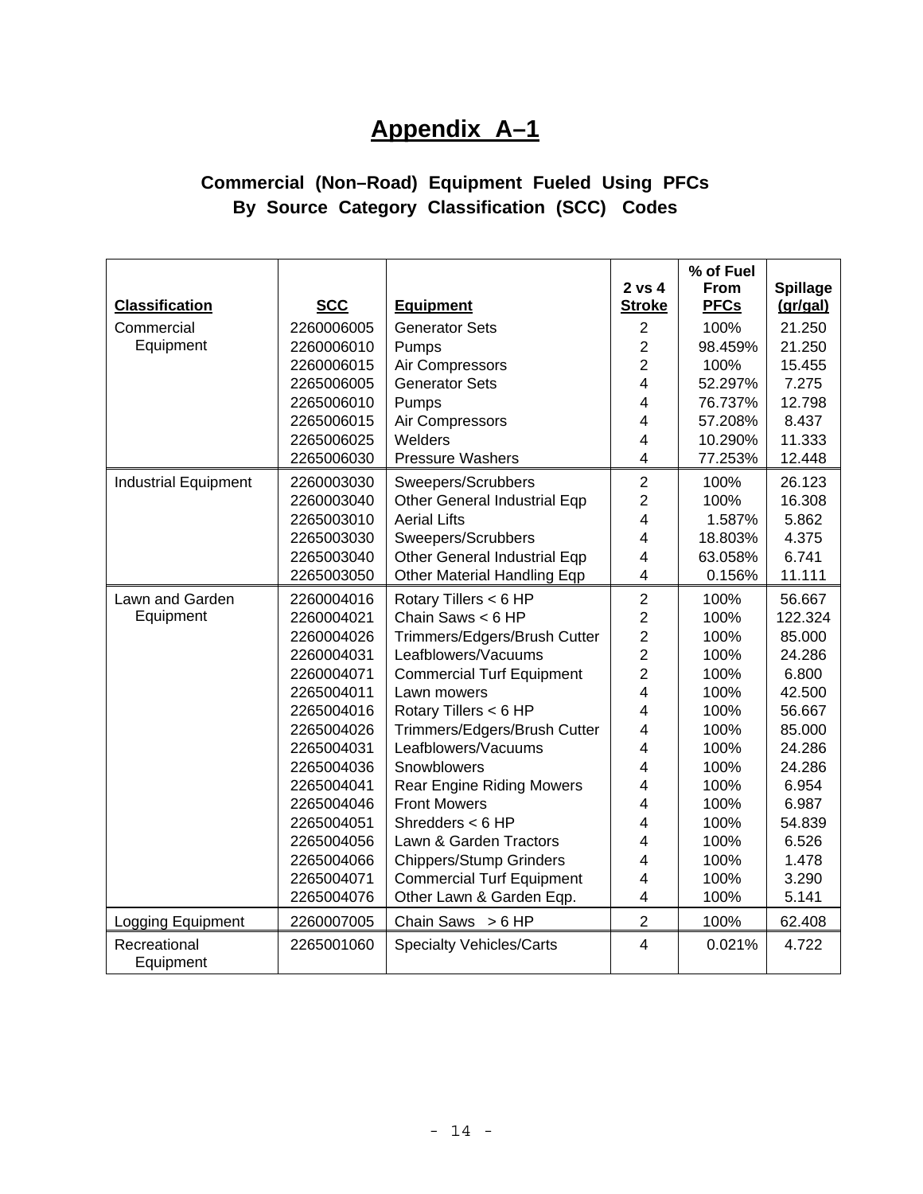# Appendix A–1

## Commercial (Non–Road) Equipment Fueled Using PFCs By Source Category Classification (SCC) Codes

| Classification | SCC | Equipment | 2 vs 4 Stroke | % of Fuel From PFCs | Spillage (gr/gal) |
|---|---|---|---|---|---|
| Commercial Equipment | 2260006005 | Generator Sets | 2 | 100% | 21.250 |
| | 2260006010 | Pumps | 2 | 98.459% | 21.250 |
| | 2260006015 | Air Compressors | 2 | 100% | 15.455 |
| | 2265006005 | Generator Sets | 4 | 52.297% | 7.275 |
| | 2265006010 | Pumps | 4 | 76.737% | 12.798 |
| | 2265006015 | Air Compressors | 4 | 57.208% | 8.437 |
| | 2265006025 | Welders | 4 | 10.290% | 11.333 |
| | 2265006030 | Pressure Washers | 4 | 77.253% | 12.448 |
| Industrial Equipment | 2260003030 | Sweepers/Scrubbers | 2 | 100% | 26.123 |
| | 2260003040 | Other General Industrial Eqp | 2 | 100% | 16.308 |
| | 2265003010 | Aerial Lifts | 4 | 1.587% | 5.862 |
| | 2265003030 | Sweepers/Scrubbers | 4 | 18.803% | 4.375 |
| | 2265003040 | Other General Industrial Eqp | 4 | 63.058% | 6.741 |
| | 2265003050 | Other Material Handling Eqp | 4 | 0.156% | 11.111 |
| Lawn and Garden Equipment | 2260004016 | Rotary Tillers < 6 HP | 2 | 100% | 56.667 |
| | 2260004021 | Chain Saws < 6 HP | 2 | 100% | 122.324 |
| | 2260004026 | Trimmers/Edgers/Brush Cutter | 2 | 100% | 85.000 |
| | 2260004031 | Leafblowers/Vacuums | 2 | 100% | 24.286 |
| | 2260004071 | Commercial Turf Equipment | 2 | 100% | 6.800 |
| | 2265004011 | Lawn mowers | 4 | 100% | 42.500 |
| | 2265004016 | Rotary Tillers < 6 HP | 4 | 100% | 56.667 |
| | 2265004026 | Trimmers/Edgers/Brush Cutter | 4 | 100% | 85.000 |
| | 2265004031 | Leafblowers/Vacuums | 4 | 100% | 24.286 |
| | 2265004036 | Snowblowers | 4 | 100% | 24.286 |
| | 2265004041 | Rear Engine Riding Mowers | 4 | 100% | 6.954 |
| | 2265004046 | Front Mowers | 4 | 100% | 6.987 |
| | 2265004051 | Shredders < 6 HP | 4 | 100% | 54.839 |
| | 2265004056 | Lawn & Garden Tractors | 4 | 100% | 6.526 |
| | 2265004066 | Chippers/Stump Grinders | 4 | 100% | 1.478 |
| | 2265004071 | Commercial Turf Equipment | 4 | 100% | 3.290 |
| | 2265004076 | Other Lawn & Garden Eqp. | 4 | 100% | 5.141 |
| Logging Equipment | 2260007005 | Chain Saws > 6 HP | 2 | 100% | 62.408 |
| Recreational Equipment | 2265001060 | Specialty Vehicles/Carts | 4 | 0.021% | 4.722 |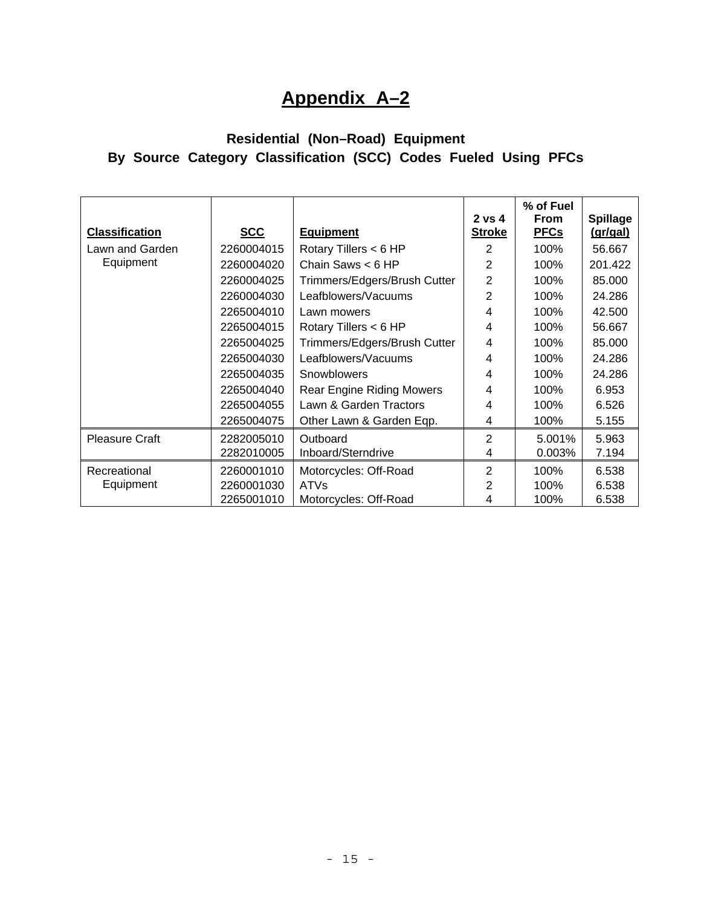# Appendix A–2

## Residential (Non–Road) Equipment
## By Source Category Classification (SCC) Codes Fueled Using PFCs

| Classification | SCC | Equipment | 2 vs 4 Stroke | % of Fuel From PFCs | Spillage (gr/gal) |
|---|---|---|---|---|---|
| Lawn and Garden Equipment | 2260004015 | Rotary Tillers < 6 HP | 2 | 100% | 56.667 |
| | 2260004020 | Chain Saws < 6 HP | 2 | 100% | 201.422 |
| | 2260004025 | Trimmers/Edgers/Brush Cutter | 2 | 100% | 85.000 |
| | 2260004030 | Leafblowers/Vacuums | 2 | 100% | 24.286 |
| | 2265004010 | Lawn mowers | 4 | 100% | 42.500 |
| | 2265004015 | Rotary Tillers < 6 HP | 4 | 100% | 56.667 |
| | 2265004025 | Trimmers/Edgers/Brush Cutter | 4 | 100% | 85.000 |
| | 2265004030 | Leafblowers/Vacuums | 4 | 100% | 24.286 |
| | 2265004035 | Snowblowers | 4 | 100% | 24.286 |
| | 2265004040 | Rear Engine Riding Mowers | 4 | 100% | 6.953 |
| | 2265004055 | Lawn & Garden Tractors | 4 | 100% | 6.526 |
| | 2265004075 | Other Lawn & Garden Eqp. | 4 | 100% | 5.155 |
| Pleasure Craft | 2282005010 | Outboard | 2 | 5.001% | 5.963 |
| | 2282010005 | Inboard/Sterndrive | 4 | 0.003% | 7.194 |
| Recreational Equipment | 2260001010 | Motorcycles: Off-Road | 2 | 100% | 6.538 |
| | 2260001030 | ATVs | 2 | 100% | 6.538 |
| | 2265001010 | Motorcycles: Off-Road | 4 | 100% | 6.538 |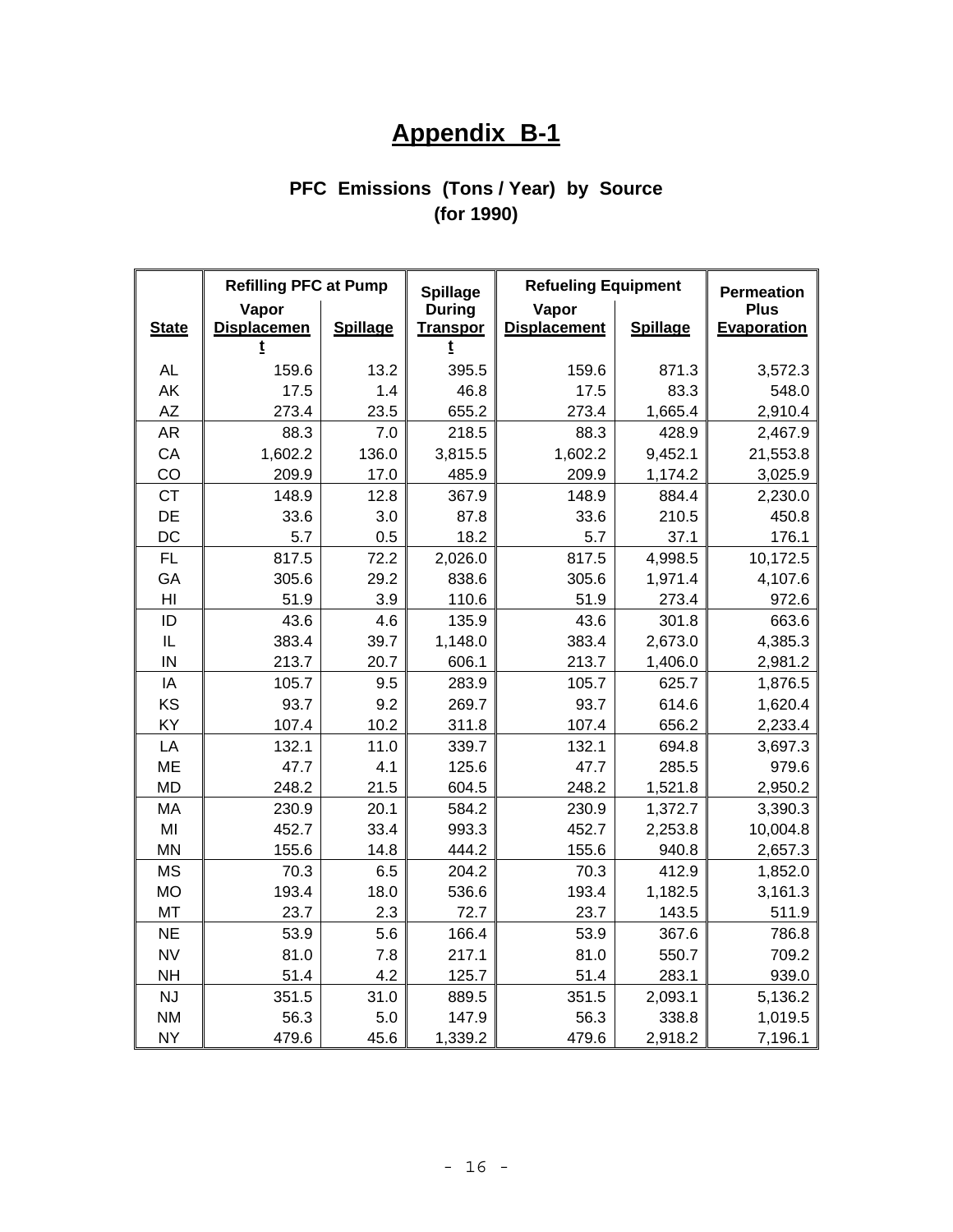# Appendix B-1

## PFC Emissions (Tons / Year) by Source
## (for 1990)

| | Refilling PFC at Pump | | Spillage | Refueling Equipment | | Permeation |
|---|---|---|---|---|---|---|
| **State** | **Vapor Displacement** | **Spillage** | **During Transport** | **Vapor Displacement** | **Spillage** | **Plus Evaporation** |
| AL | 159.6 | 13.2 | 395.5 | 159.6 | 871.3 | 3,572.3 |
| AK | 17.5 | 1.4 | 46.8 | 17.5 | 83.3 | 548.0 |
| AZ | 273.4 | 23.5 | 655.2 | 273.4 | 1,665.4 | 2,910.4 |
| AR | 88.3 | 7.0 | 218.5 | 88.3 | 428.9 | 2,467.9 |
| CA | 1,602.2 | 136.0 | 3,815.5 | 1,602.2 | 9,452.1 | 21,553.8 |
| CO | 209.9 | 17.0 | 485.9 | 209.9 | 1,174.2 | 3,025.9 |
| CT | 148.9 | 12.8 | 367.9 | 148.9 | 884.4 | 2,230.0 |
| DE | 33.6 | 3.0 | 87.8 | 33.6 | 210.5 | 450.8 |
| DC | 5.7 | 0.5 | 18.2 | 5.7 | 37.1 | 176.1 |
| FL | 817.5 | 72.2 | 2,026.0 | 817.5 | 4,998.5 | 10,172.5 |
| GA | 305.6 | 29.2 | 838.6 | 305.6 | 1,971.4 | 4,107.6 |
| HI | 51.9 | 3.9 | 110.6 | 51.9 | 273.4 | 972.6 |
| ID | 43.6 | 4.6 | 135.9 | 43.6 | 301.8 | 663.6 |
| IL | 383.4 | 39.7 | 1,148.0 | 383.4 | 2,673.0 | 4,385.3 |
| IN | 213.7 | 20.7 | 606.1 | 213.7 | 1,406.0 | 2,981.2 |
| IA | 105.7 | 9.5 | 283.9 | 105.7 | 625.7 | 1,876.5 |
| KS | 93.7 | 9.2 | 269.7 | 93.7 | 614.6 | 1,620.4 |
| KY | 107.4 | 10.2 | 311.8 | 107.4 | 656.2 | 2,233.4 |
| LA | 132.1 | 11.0 | 339.7 | 132.1 | 694.8 | 3,697.3 |
| ME | 47.7 | 4.1 | 125.6 | 47.7 | 285.5 | 979.6 |
| MD | 248.2 | 21.5 | 604.5 | 248.2 | 1,521.8 | 2,950.2 |
| MA | 230.9 | 20.1 | 584.2 | 230.9 | 1,372.7 | 3,390.3 |
| MI | 452.7 | 33.4 | 993.3 | 452.7 | 2,253.8 | 10,004.8 |
| MN | 155.6 | 14.8 | 444.2 | 155.6 | 940.8 | 2,657.3 |
| MS | 70.3 | 6.5 | 204.2 | 70.3 | 412.9 | 1,852.0 |
| MO | 193.4 | 18.0 | 536.6 | 193.4 | 1,182.5 | 3,161.3 |
| MT | 23.7 | 2.3 | 72.7 | 23.7 | 143.5 | 511.9 |
| NE | 53.9 | 5.6 | 166.4 | 53.9 | 367.6 | 786.8 |
| NV | 81.0 | 7.8 | 217.1 | 81.0 | 550.7 | 709.2 |
| NH | 51.4 | 4.2 | 125.7 | 51.4 | 283.1 | 939.0 |
| NJ | 351.5 | 31.0 | 889.5 | 351.5 | 2,093.1 | 5,136.2 |
| NM | 56.3 | 5.0 | 147.9 | 56.3 | 338.8 | 1,019.5 |
| NY | 479.6 | 45.6 | 1,339.2 | 479.6 | 2,918.2 | 7,196.1 |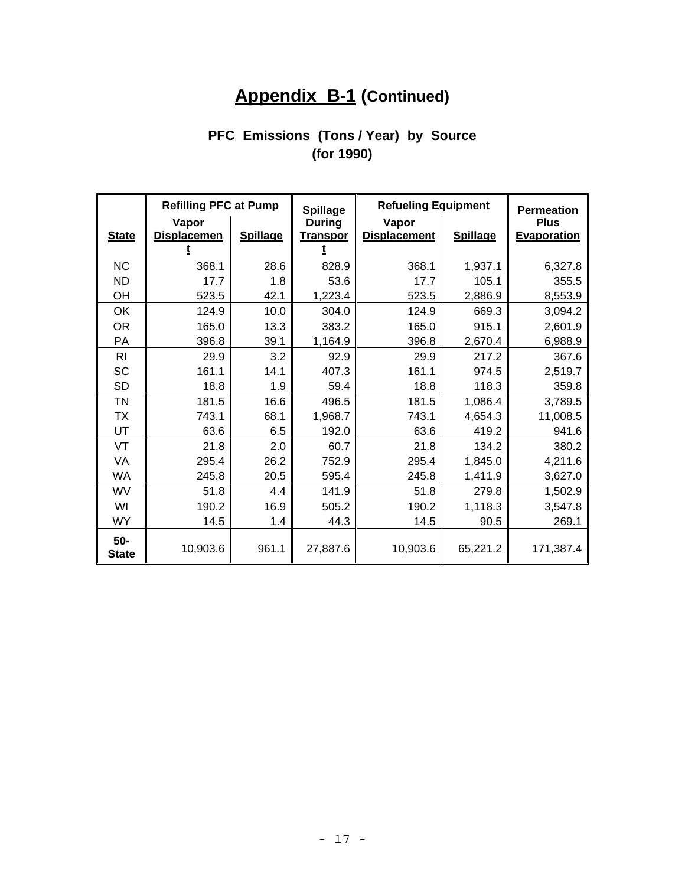# Appendix B-1 (Continued)

## PFC Emissions (Tons / Year) by Source (for 1990)

| State | Refilling PFC at Pump | | Spillage During Transport | Refueling Equipment | | Permeation Plus Evaporation |
|---|---|---|---|---|---|---|
| | Vapor Displacement | Spillage | | Vapor Displacement | Spillage | |
| NC | 368.1 | 28.6 | 828.9 | 368.1 | 1,937.1 | 6,327.8 |
| ND | 17.7 | 1.8 | 53.6 | 17.7 | 105.1 | 355.5 |
| OH | 523.5 | 42.1 | 1,223.4 | 523.5 | 2,886.9 | 8,553.9 |
| OK | 124.9 | 10.0 | 304.0 | 124.9 | 669.3 | 3,094.2 |
| OR | 165.0 | 13.3 | 383.2 | 165.0 | 915.1 | 2,601.9 |
| PA | 396.8 | 39.1 | 1,164.9 | 396.8 | 2,670.4 | 6,988.9 |
| RI | 29.9 | 3.2 | 92.9 | 29.9 | 217.2 | 367.6 |
| SC | 161.1 | 14.1 | 407.3 | 161.1 | 974.5 | 2,519.7 |
| SD | 18.8 | 1.9 | 59.4 | 18.8 | 118.3 | 359.8 |
| TN | 181.5 | 16.6 | 496.5 | 181.5 | 1,086.4 | 3,789.5 |
| TX | 743.1 | 68.1 | 1,968.7 | 743.1 | 4,654.3 | 11,008.5 |
| UT | 63.6 | 6.5 | 192.0 | 63.6 | 419.2 | 941.6 |
| VT | 21.8 | 2.0 | 60.7 | 21.8 | 134.2 | 380.2 |
| VA | 295.4 | 26.2 | 752.9 | 295.4 | 1,845.0 | 4,211.6 |
| WA | 245.8 | 20.5 | 595.4 | 245.8 | 1,411.9 | 3,627.0 |
| WV | 51.8 | 4.4 | 141.9 | 51.8 | 279.8 | 1,502.9 |
| WI | 190.2 | 16.9 | 505.2 | 190.2 | 1,118.3 | 3,547.8 |
| WY | 14.5 | 1.4 | 44.3 | 14.5 | 90.5 | 269.1 |
| **50-State** | 10,903.6 | 961.1 | 27,887.6 | 10,903.6 | 65,221.2 | 171,387.4 |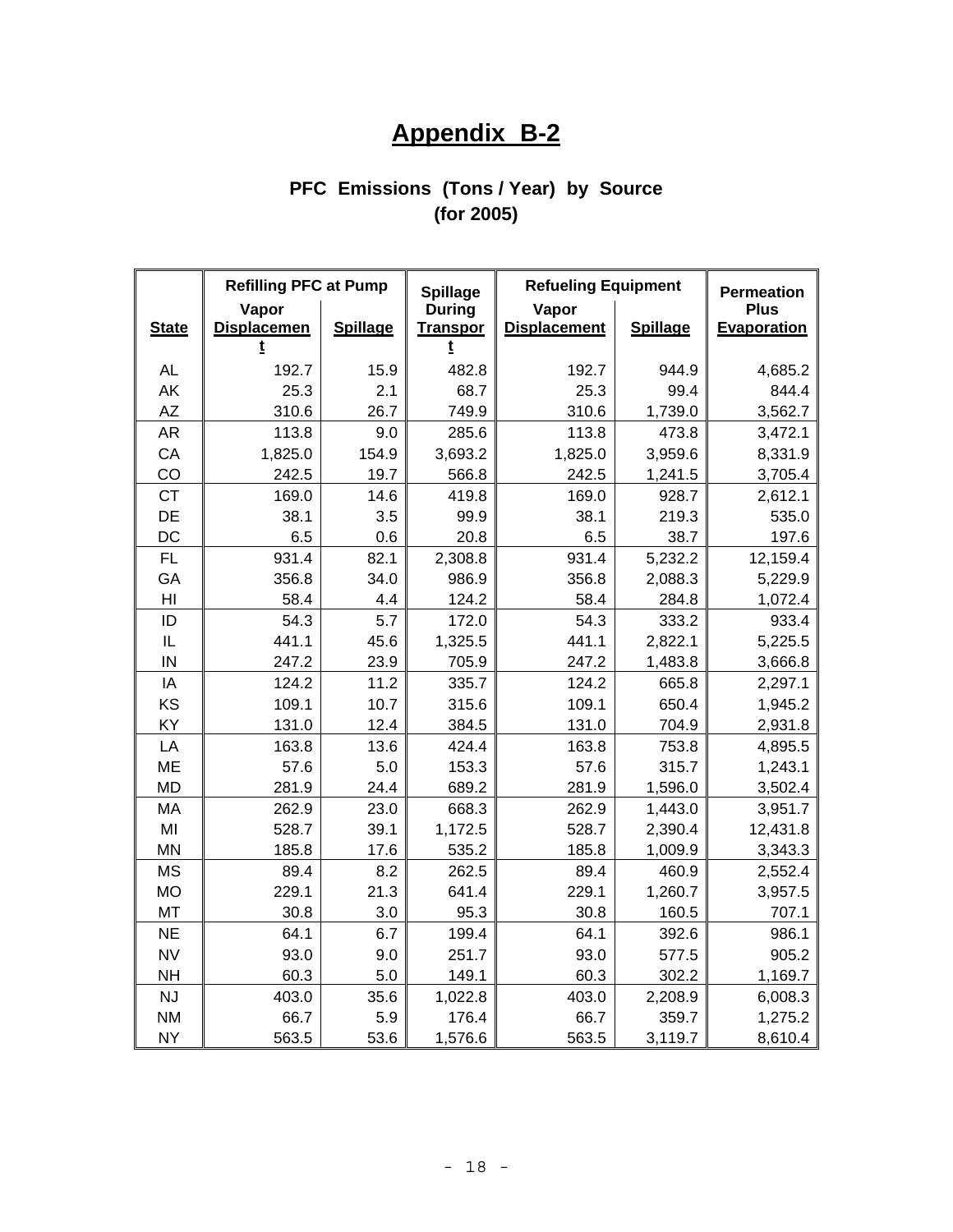# Appendix B-2

## PFC Emissions (Tons / Year) by Source (for 2005)

| State | Refilling PFC at Pump | | Spillage During Transport | Refueling Equipment | | Permeation Plus Evaporation |
|---|---|---|---|---|---|---|
| | Vapor Displacement | Spillage | | Vapor Displacement | Spillage | |
| AL | 192.7 | 15.9 | 482.8 | 192.7 | 944.9 | 4,685.2 |
| AK | 25.3 | 2.1 | 68.7 | 25.3 | 99.4 | 844.4 |
| AZ | 310.6 | 26.7 | 749.9 | 310.6 | 1,739.0 | 3,562.7 |
| AR | 113.8 | 9.0 | 285.6 | 113.8 | 473.8 | 3,472.1 |
| CA | 1,825.0 | 154.9 | 3,693.2 | 1,825.0 | 3,959.6 | 8,331.9 |
| CO | 242.5 | 19.7 | 566.8 | 242.5 | 1,241.5 | 3,705.4 |
| CT | 169.0 | 14.6 | 419.8 | 169.0 | 928.7 | 2,612.1 |
| DE | 38.1 | 3.5 | 99.9 | 38.1 | 219.3 | 535.0 |
| DC | 6.5 | 0.6 | 20.8 | 6.5 | 38.7 | 197.6 |
| FL | 931.4 | 82.1 | 2,308.8 | 931.4 | 5,232.2 | 12,159.4 |
| GA | 356.8 | 34.0 | 986.9 | 356.8 | 2,088.3 | 5,229.9 |
| HI | 58.4 | 4.4 | 124.2 | 58.4 | 284.8 | 1,072.4 |
| ID | 54.3 | 5.7 | 172.0 | 54.3 | 333.2 | 933.4 |
| IL | 441.1 | 45.6 | 1,325.5 | 441.1 | 2,822.1 | 5,225.5 |
| IN | 247.2 | 23.9 | 705.9 | 247.2 | 1,483.8 | 3,666.8 |
| IA | 124.2 | 11.2 | 335.7 | 124.2 | 665.8 | 2,297.1 |
| KS | 109.1 | 10.7 | 315.6 | 109.1 | 650.4 | 1,945.2 |
| KY | 131.0 | 12.4 | 384.5 | 131.0 | 704.9 | 2,931.8 |
| LA | 163.8 | 13.6 | 424.4 | 163.8 | 753.8 | 4,895.5 |
| ME | 57.6 | 5.0 | 153.3 | 57.6 | 315.7 | 1,243.1 |
| MD | 281.9 | 24.4 | 689.2 | 281.9 | 1,596.0 | 3,502.4 |
| MA | 262.9 | 23.0 | 668.3 | 262.9 | 1,443.0 | 3,951.7 |
| MI | 528.7 | 39.1 | 1,172.5 | 528.7 | 2,390.4 | 12,431.8 |
| MN | 185.8 | 17.6 | 535.2 | 185.8 | 1,009.9 | 3,343.3 |
| MS | 89.4 | 8.2 | 262.5 | 89.4 | 460.9 | 2,552.4 |
| MO | 229.1 | 21.3 | 641.4 | 229.1 | 1,260.7 | 3,957.5 |
| MT | 30.8 | 3.0 | 95.3 | 30.8 | 160.5 | 707.1 |
| NE | 64.1 | 6.7 | 199.4 | 64.1 | 392.6 | 986.1 |
| NV | 93.0 | 9.0 | 251.7 | 93.0 | 577.5 | 905.2 |
| NH | 60.3 | 5.0 | 149.1 | 60.3 | 302.2 | 1,169.7 |
| NJ | 403.0 | 35.6 | 1,022.8 | 403.0 | 2,208.9 | 6,008.3 |
| NM | 66.7 | 5.9 | 176.4 | 66.7 | 359.7 | 1,275.2 |
| NY | 563.5 | 53.6 | 1,576.6 | 563.5 | 3,119.7 | 8,610.4 |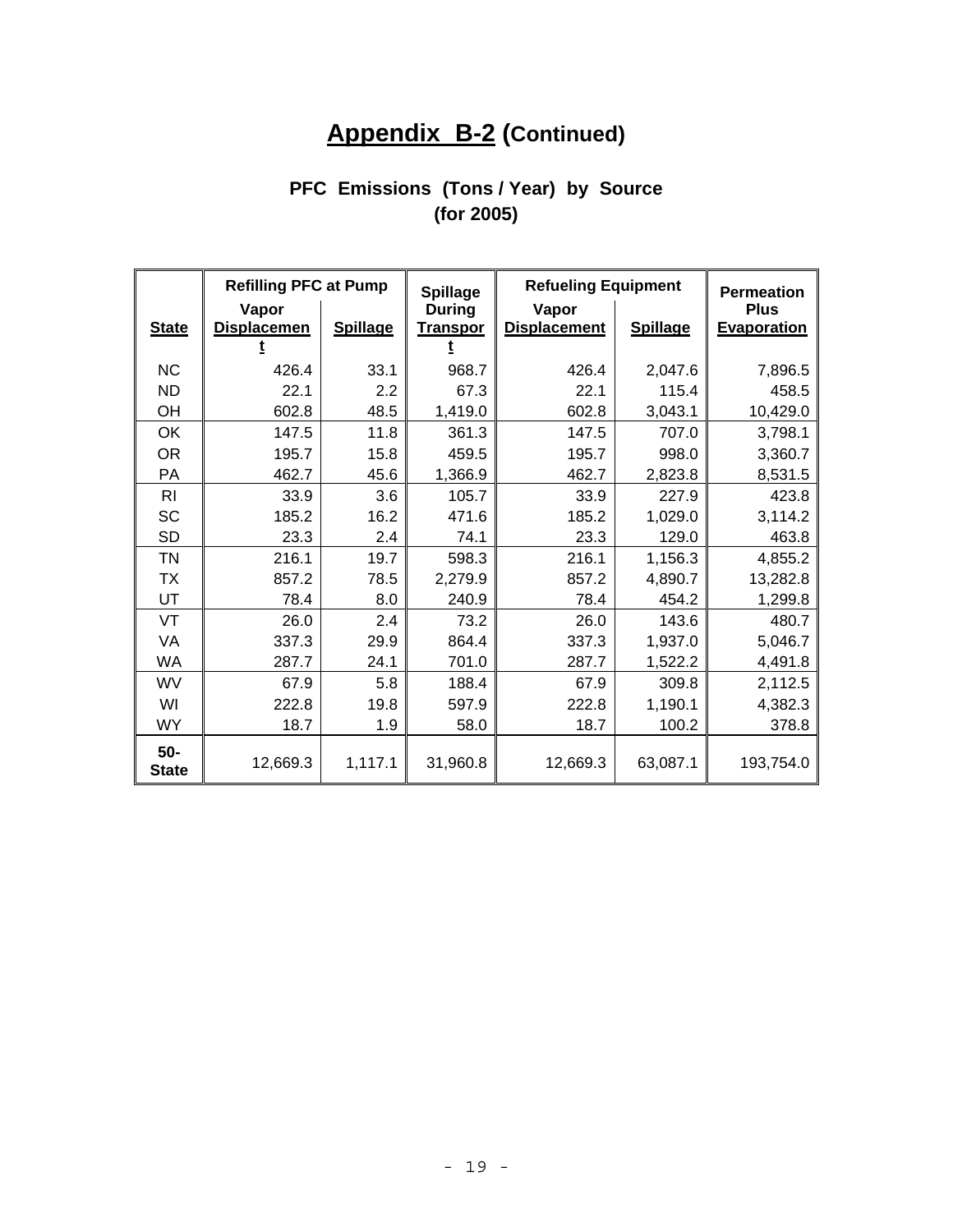# Appendix B-2 (Continued)

## PFC Emissions (Tons / Year) by Source (for 2005)

| State | Refilling PFC at Pump | | Spillage During Transport | Refueling Equipment | | Permeation Plus Evaporation |
|---|---|---|---|---|---|---|
| | Vapor Displacement | Spillage | | Vapor Displacement | Spillage | |
| NC | 426.4 | 33.1 | 968.7 | 426.4 | 2,047.6 | 7,896.5 |
| ND | 22.1 | 2.2 | 67.3 | 22.1 | 115.4 | 458.5 |
| OH | 602.8 | 48.5 | 1,419.0 | 602.8 | 3,043.1 | 10,429.0 |
| OK | 147.5 | 11.8 | 361.3 | 147.5 | 707.0 | 3,798.1 |
| OR | 195.7 | 15.8 | 459.5 | 195.7 | 998.0 | 3,360.7 |
| PA | 462.7 | 45.6 | 1,366.9 | 462.7 | 2,823.8 | 8,531.5 |
| RI | 33.9 | 3.6 | 105.7 | 33.9 | 227.9 | 423.8 |
| SC | 185.2 | 16.2 | 471.6 | 185.2 | 1,029.0 | 3,114.2 |
| SD | 23.3 | 2.4 | 74.1 | 23.3 | 129.0 | 463.8 |
| TN | 216.1 | 19.7 | 598.3 | 216.1 | 1,156.3 | 4,855.2 |
| TX | 857.2 | 78.5 | 2,279.9 | 857.2 | 4,890.7 | 13,282.8 |
| UT | 78.4 | 8.0 | 240.9 | 78.4 | 454.2 | 1,299.8 |
| VT | 26.0 | 2.4 | 73.2 | 26.0 | 143.6 | 480.7 |
| VA | 337.3 | 29.9 | 864.4 | 337.3 | 1,937.0 | 5,046.7 |
| WA | 287.7 | 24.1 | 701.0 | 287.7 | 1,522.2 | 4,491.8 |
| WV | 67.9 | 5.8 | 188.4 | 67.9 | 309.8 | 2,112.5 |
| WI | 222.8 | 19.8 | 597.9 | 222.8 | 1,190.1 | 4,382.3 |
| WY | 18.7 | 1.9 | 58.0 | 18.7 | 100.2 | 378.8 |
| 50-State | 12,669.3 | 1,117.1 | 31,960.8 | 12,669.3 | 63,087.1 | 193,754.0 |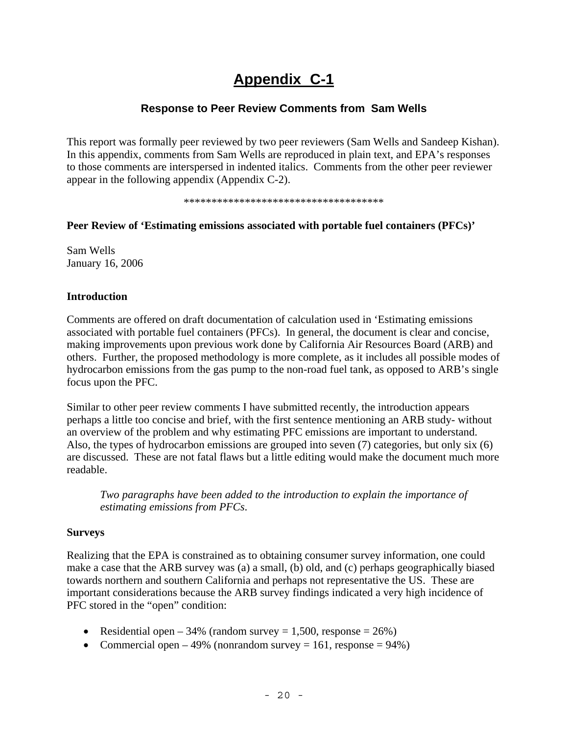# Appendix C-1

### Response to Peer Review Comments from Sam Wells

This report was formally peer reviewed by two peer reviewers (Sam Wells and Sandeep Kishan). In this appendix, comments from Sam Wells are reproduced in plain text, and EPA's responses to those comments are interspersed in indented italics. Comments from the other peer reviewer appear in the following appendix (Appendix C-2).

*************************************

**Peer Review of 'Estimating emissions associated with portable fuel containers (PFCs)'**

Sam Wells
January 16, 2006

**Introduction**

Comments are offered on draft documentation of calculation used in 'Estimating emissions associated with portable fuel containers (PFCs). In general, the document is clear and concise, making improvements upon previous work done by California Air Resources Board (ARB) and others. Further, the proposed methodology is more complete, as it includes all possible modes of hydrocarbon emissions from the gas pump to the non-road fuel tank, as opposed to ARB's single focus upon the PFC.

Similar to other peer review comments I have submitted recently, the introduction appears perhaps a little too concise and brief, with the first sentence mentioning an ARB study- without an overview of the problem and why estimating PFC emissions are important to understand. Also, the types of hydrocarbon emissions are grouped into seven (7) categories, but only six (6) are discussed. These are not fatal flaws but a little editing would make the document much more readable.

> *Two paragraphs have been added to the introduction to explain the importance of estimating emissions from PFCs.*

**Surveys**

Realizing that the EPA is constrained as to obtaining consumer survey information, one could make a case that the ARB survey was (a) a small, (b) old, and (c) perhaps geographically biased towards northern and southern California and perhaps not representative the US. These are important considerations because the ARB survey findings indicated a very high incidence of PFC stored in the "open" condition:

- Residential open – 34% (random survey = 1,500, response = 26%)
- Commercial open – 49% (nonrandom survey = 161, response = 94%)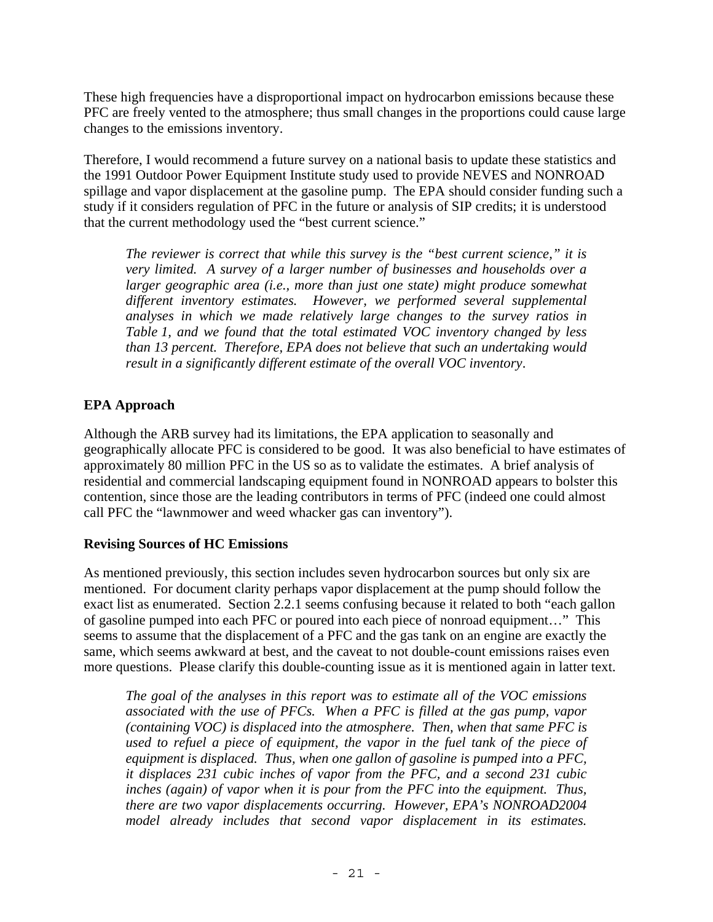These high frequencies have a disproportional impact on hydrocarbon emissions because these PFC are freely vented to the atmosphere; thus small changes in the proportions could cause large changes to the emissions inventory.

Therefore, I would recommend a future survey on a national basis to update these statistics and the 1991 Outdoor Power Equipment Institute study used to provide NEVES and NONROAD spillage and vapor displacement at the gasoline pump. The EPA should consider funding such a study if it considers regulation of PFC in the future or analysis of SIP credits; it is understood that the current methodology used the "best current science."

> *The reviewer is correct that while this survey is the "best current science," it is very limited. A survey of a larger number of businesses and households over a larger geographic area (i.e., more than just one state) might produce somewhat different inventory estimates. However, we performed several supplemental analyses in which we made relatively large changes to the survey ratios in Table 1, and we found that the total estimated VOC inventory changed by less than 13 percent. Therefore, EPA does not believe that such an undertaking would result in a significantly different estimate of the overall VOC inventory.*

**EPA Approach**

Although the ARB survey had its limitations, the EPA application to seasonally and geographically allocate PFC is considered to be good. It was also beneficial to have estimates of approximately 80 million PFC in the US so as to validate the estimates. A brief analysis of residential and commercial landscaping equipment found in NONROAD appears to bolster this contention, since those are the leading contributors in terms of PFC (indeed one could almost call PFC the "lawnmower and weed whacker gas can inventory").

**Revising Sources of HC Emissions**

As mentioned previously, this section includes seven hydrocarbon sources but only six are mentioned. For document clarity perhaps vapor displacement at the pump should follow the exact list as enumerated. Section 2.2.1 seems confusing because it related to both "each gallon of gasoline pumped into each PFC or poured into each piece of nonroad equipment…" This seems to assume that the displacement of a PFC and the gas tank on an engine are exactly the same, which seems awkward at best, and the caveat to not double-count emissions raises even more questions. Please clarify this double-counting issue as it is mentioned again in latter text.

> *The goal of the analyses in this report was to estimate all of the VOC emissions associated with the use of PFCs. When a PFC is filled at the gas pump, vapor (containing VOC) is displaced into the atmosphere. Then, when that same PFC is used to refuel a piece of equipment, the vapor in the fuel tank of the piece of equipment is displaced. Thus, when one gallon of gasoline is pumped into a PFC, it displaces 231 cubic inches of vapor from the PFC, and a second 231 cubic inches (again) of vapor when it is pour from the PFC into the equipment. Thus, there are two vapor displacements occurring. However, EPA's NONROAD2004 model already includes that second vapor displacement in its estimates.*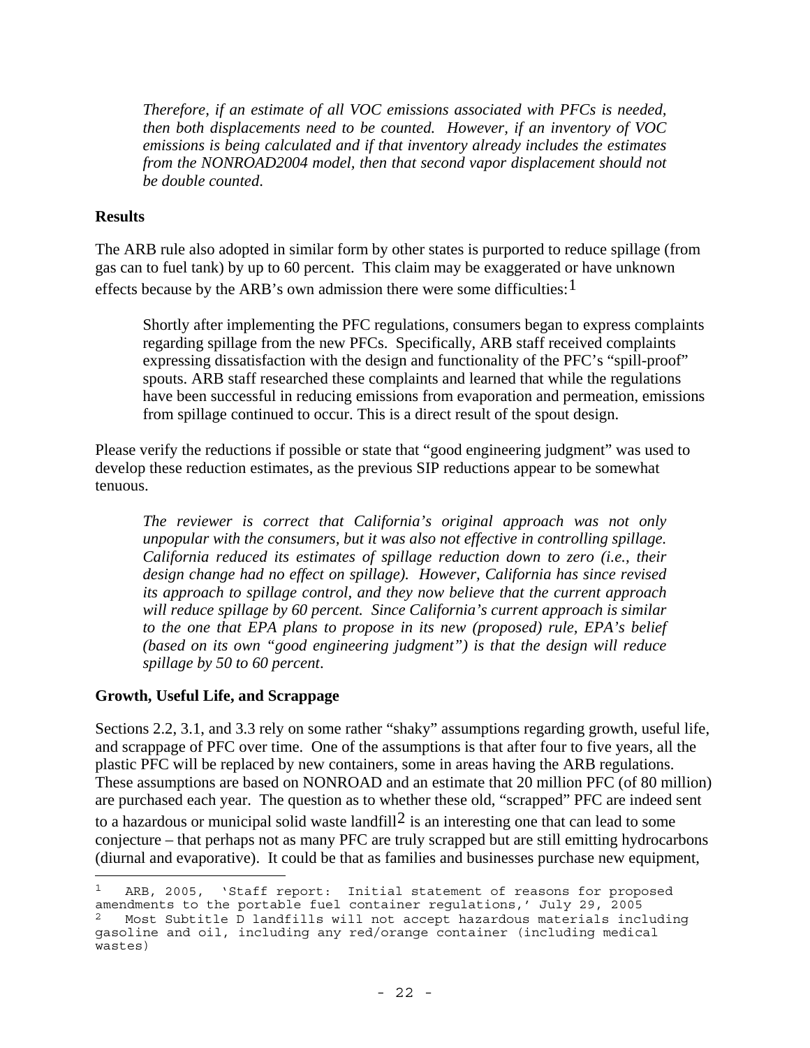*Therefore, if an estimate of all VOC emissions associated with PFCs is needed, then both displacements need to be counted. However, if an inventory of VOC emissions is being calculated and if that inventory already includes the estimates from the NONROAD2004 model, then that second vapor displacement should not be double counted.*

**Results**

The ARB rule also adopted in similar form by other states is purported to reduce spillage (from gas can to fuel tank) by up to 60 percent. This claim may be exaggerated or have unknown effects because by the ARB's own admission there were some difficulties:[1]

> Shortly after implementing the PFC regulations, consumers began to express complaints regarding spillage from the new PFCs. Specifically, ARB staff received complaints expressing dissatisfaction with the design and functionality of the PFC's "spill-proof" spouts. ARB staff researched these complaints and learned that while the regulations have been successful in reducing emissions from evaporation and permeation, emissions from spillage continued to occur. This is a direct result of the spout design.

Please verify the reductions if possible or state that "good engineering judgment" was used to develop these reduction estimates, as the previous SIP reductions appear to be somewhat tenuous.

*The reviewer is correct that California's original approach was not only unpopular with the consumers, but it was also not effective in controlling spillage. California reduced its estimates of spillage reduction down to zero (i.e., their design change had no effect on spillage). However, California has since revised its approach to spillage control, and they now believe that the current approach will reduce spillage by 60 percent. Since California's current approach is similar to the one that EPA plans to propose in its new (proposed) rule, EPA's belief (based on its own "good engineering judgment") is that the design will reduce spillage by 50 to 60 percent.*

**Growth, Useful Life, and Scrappage**

Sections 2.2, 3.1, and 3.3 rely on some rather "shaky" assumptions regarding growth, useful life, and scrappage of PFC over time. One of the assumptions is that after four to five years, all the plastic PFC will be replaced by new containers, some in areas having the ARB regulations. These assumptions are based on NONROAD and an estimate that 20 million PFC (of 80 million) are purchased each year. The question as to whether these old, "scrapped" PFC are indeed sent to a hazardous or municipal solid waste landfill[2] is an interesting one that can lead to some conjecture – that perhaps not as many PFC are truly scrapped but are still emitting hydrocarbons (diurnal and evaporative). It could be that as families and businesses purchase new equipment,

---

[1] ARB, 2005, 'Staff report: Initial statement of reasons for proposed amendments to the portable fuel container regulations,' July 29, 2005

[2] Most Subtitle D landfills will not accept hazardous materials including gasoline and oil, including any red/orange container (including medical wastes)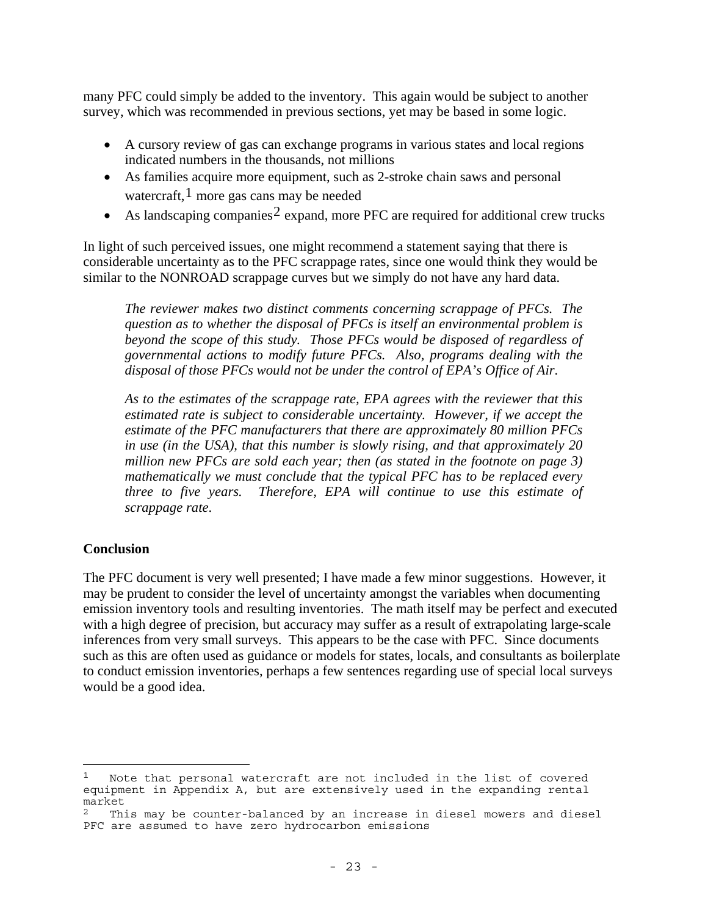many PFC could simply be added to the inventory. This again would be subject to another survey, which was recommended in previous sections, yet may be based in some logic.

- A cursory review of gas can exchange programs in various states and local regions indicated numbers in the thousands, not millions
- As families acquire more equipment, such as 2-stroke chain saws and personal watercraft,[1] more gas cans may be needed
- As landscaping companies[2] expand, more PFC are required for additional crew trucks

In light of such perceived issues, one might recommend a statement saying that there is considerable uncertainty as to the PFC scrappage rates, since one would think they would be similar to the NONROAD scrappage curves but we simply do not have any hard data.

> *The reviewer makes two distinct comments concerning scrappage of PFCs. The question as to whether the disposal of PFCs is itself an environmental problem is beyond the scope of this study. Those PFCs would be disposed of regardless of governmental actions to modify future PFCs. Also, programs dealing with the disposal of those PFCs would not be under the control of EPA's Office of Air.*
>
> *As to the estimates of the scrappage rate, EPA agrees with the reviewer that this estimated rate is subject to considerable uncertainty. However, if we accept the estimate of the PFC manufacturers that there are approximately 80 million PFCs in use (in the USA), that this number is slowly rising, and that approximately 20 million new PFCs are sold each year; then (as stated in the footnote on page 3) mathematically we must conclude that the typical PFC has to be replaced every three to five years. Therefore, EPA will continue to use this estimate of scrappage rate.*

**Conclusion**

The PFC document is very well presented; I have made a few minor suggestions. However, it may be prudent to consider the level of uncertainty amongst the variables when documenting emission inventory tools and resulting inventories. The math itself may be perfect and executed with a high degree of precision, but accuracy may suffer as a result of extrapolating large-scale inferences from very small surveys. This appears to be the case with PFC. Since documents such as this are often used as guidance or models for states, locals, and consultants as boilerplate to conduct emission inventories, perhaps a few sentences regarding use of special local surveys would be a good idea.

---

[1] Note that personal watercraft are not included in the list of covered equipment in Appendix A, but are extensively used in the expanding rental market

[2] This may be counter-balanced by an increase in diesel mowers and diesel PFC are assumed to have zero hydrocarbon emissions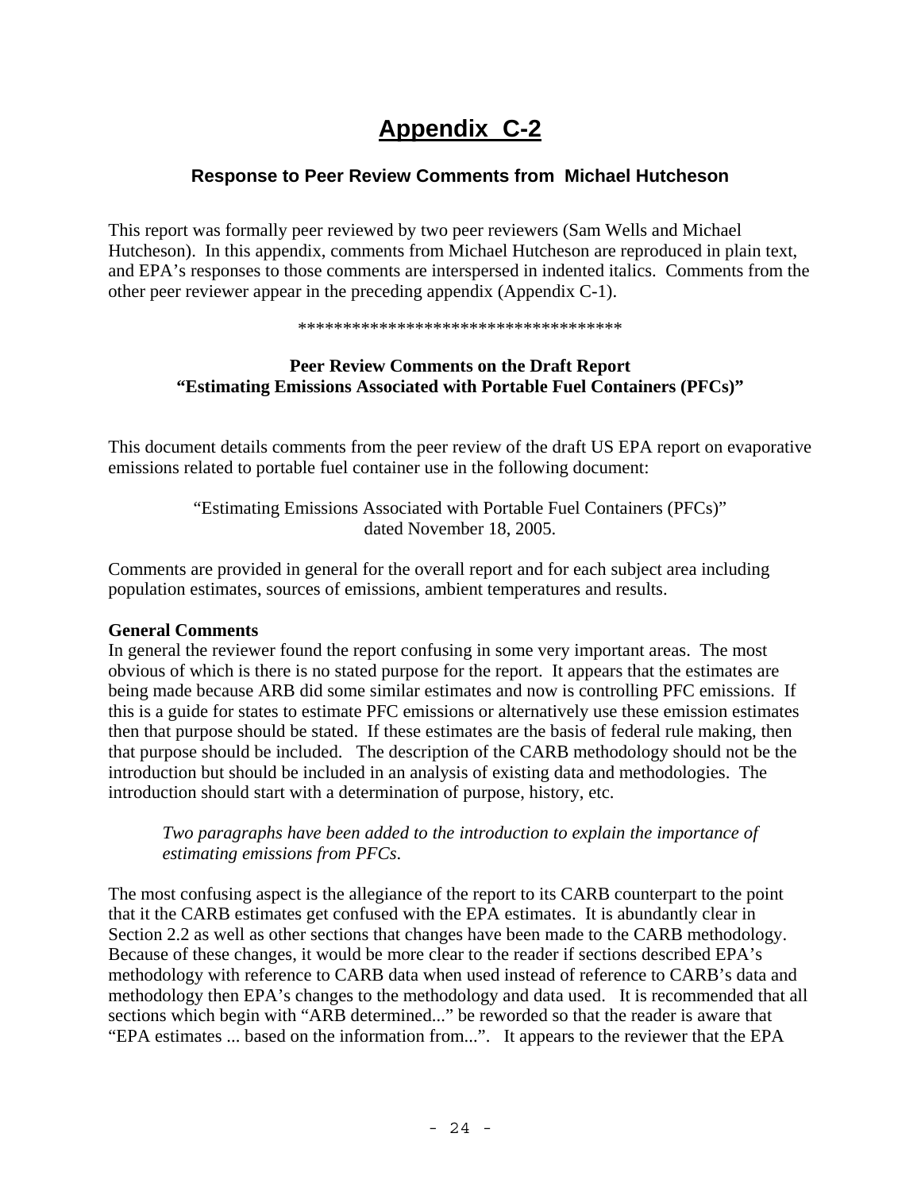# Appendix C-2

### Response to Peer Review Comments from Michael Hutcheson

This report was formally peer reviewed by two peer reviewers (Sam Wells and Michael Hutcheson). In this appendix, comments from Michael Hutcheson are reproduced in plain text, and EPA's responses to those comments are interspersed in indented italics. Comments from the other peer reviewer appear in the preceding appendix (Appendix C-1).

\*\*\*\*\*\*\*\*\*\*\*\*\*\*\*\*\*\*\*\*\*\*\*\*\*\*\*\*\*\*\*\*\*\*\*\*\*\*

**Peer Review Comments on the Draft Report**
**"Estimating Emissions Associated with Portable Fuel Containers (PFCs)"**

This document details comments from the peer review of the draft US EPA report on evaporative emissions related to portable fuel container use in the following document:

"Estimating Emissions Associated with Portable Fuel Containers (PFCs)"
dated November 18, 2005.

Comments are provided in general for the overall report and for each subject area including population estimates, sources of emissions, ambient temperatures and results.

**General Comments**
In general the reviewer found the report confusing in some very important areas. The most obvious of which is there is no stated purpose for the report. It appears that the estimates are being made because ARB did some similar estimates and now is controlling PFC emissions. If this is a guide for states to estimate PFC emissions or alternatively use these emission estimates then that purpose should be stated. If these estimates are the basis of federal rule making, then that purpose should be included. The description of the CARB methodology should not be the introduction but should be included in an analysis of existing data and methodologies. The introduction should start with a determination of purpose, history, etc.

> *Two paragraphs have been added to the introduction to explain the importance of estimating emissions from PFCs.*

The most confusing aspect is the allegiance of the report to its CARB counterpart to the point that it the CARB estimates get confused with the EPA estimates. It is abundantly clear in Section 2.2 as well as other sections that changes have been made to the CARB methodology. Because of these changes, it would be more clear to the reader if sections described EPA's methodology with reference to CARB data when used instead of reference to CARB's data and methodology then EPA's changes to the methodology and data used. It is recommended that all sections which begin with "ARB determined..." be reworded so that the reader is aware that "EPA estimates ... based on the information from...". It appears to the reviewer that the EPA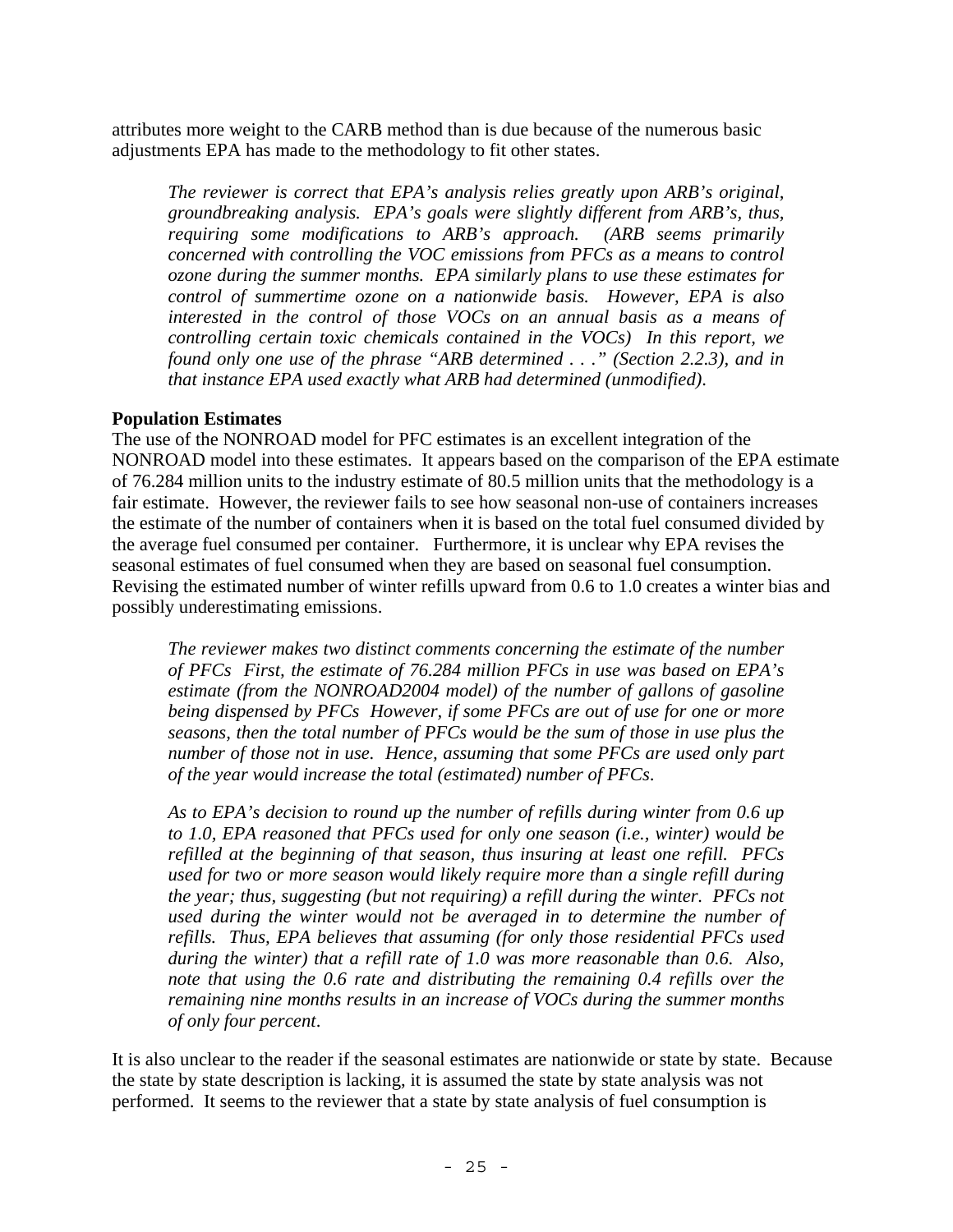attributes more weight to the CARB method than is due because of the numerous basic adjustments EPA has made to the methodology to fit other states.

> *The reviewer is correct that EPA's analysis relies greatly upon ARB's original, groundbreaking analysis. EPA's goals were slightly different from ARB's, thus, requiring some modifications to ARB's approach. (ARB seems primarily concerned with controlling the VOC emissions from PFCs as a means to control ozone during the summer months. EPA similarly plans to use these estimates for control of summertime ozone on a nationwide basis. However, EPA is also interested in the control of those VOCs on an annual basis as a means of controlling certain toxic chemicals contained in the VOCs) In this report, we found only one use of the phrase "ARB determined . . ." (Section 2.2.3), and in that instance EPA used exactly what ARB had determined (unmodified).*

**Population Estimates**

The use of the NONROAD model for PFC estimates is an excellent integration of the NONROAD model into these estimates. It appears based on the comparison of the EPA estimate of 76.284 million units to the industry estimate of 80.5 million units that the methodology is a fair estimate. However, the reviewer fails to see how seasonal non-use of containers increases the estimate of the number of containers when it is based on the total fuel consumed divided by the average fuel consumed per container. Furthermore, it is unclear why EPA revises the seasonal estimates of fuel consumed when they are based on seasonal fuel consumption. Revising the estimated number of winter refills upward from 0.6 to 1.0 creates a winter bias and possibly underestimating emissions.

> *The reviewer makes two distinct comments concerning the estimate of the number of PFCs First, the estimate of 76.284 million PFCs in use was based on EPA's estimate (from the NONROAD2004 model) of the number of gallons of gasoline being dispensed by PFCs However, if some PFCs are out of use for one or more seasons, then the total number of PFCs would be the sum of those in use plus the number of those not in use. Hence, assuming that some PFCs are used only part of the year would increase the total (estimated) number of PFCs.*
>
> *As to EPA's decision to round up the number of refills during winter from 0.6 up to 1.0, EPA reasoned that PFCs used for only one season (i.e., winter) would be refilled at the beginning of that season, thus insuring at least one refill. PFCs used for two or more season would likely require more than a single refill during the year; thus, suggesting (but not requiring) a refill during the winter. PFCs not used during the winter would not be averaged in to determine the number of refills. Thus, EPA believes that assuming (for only those residential PFCs used during the winter) that a refill rate of 1.0 was more reasonable than 0.6. Also, note that using the 0.6 rate and distributing the remaining 0.4 refills over the remaining nine months results in an increase of VOCs during the summer months of only four percent.*

It is also unclear to the reader if the seasonal estimates are nationwide or state by state. Because the state by state description is lacking, it is assumed the state by state analysis was not performed. It seems to the reviewer that a state by state analysis of fuel consumption is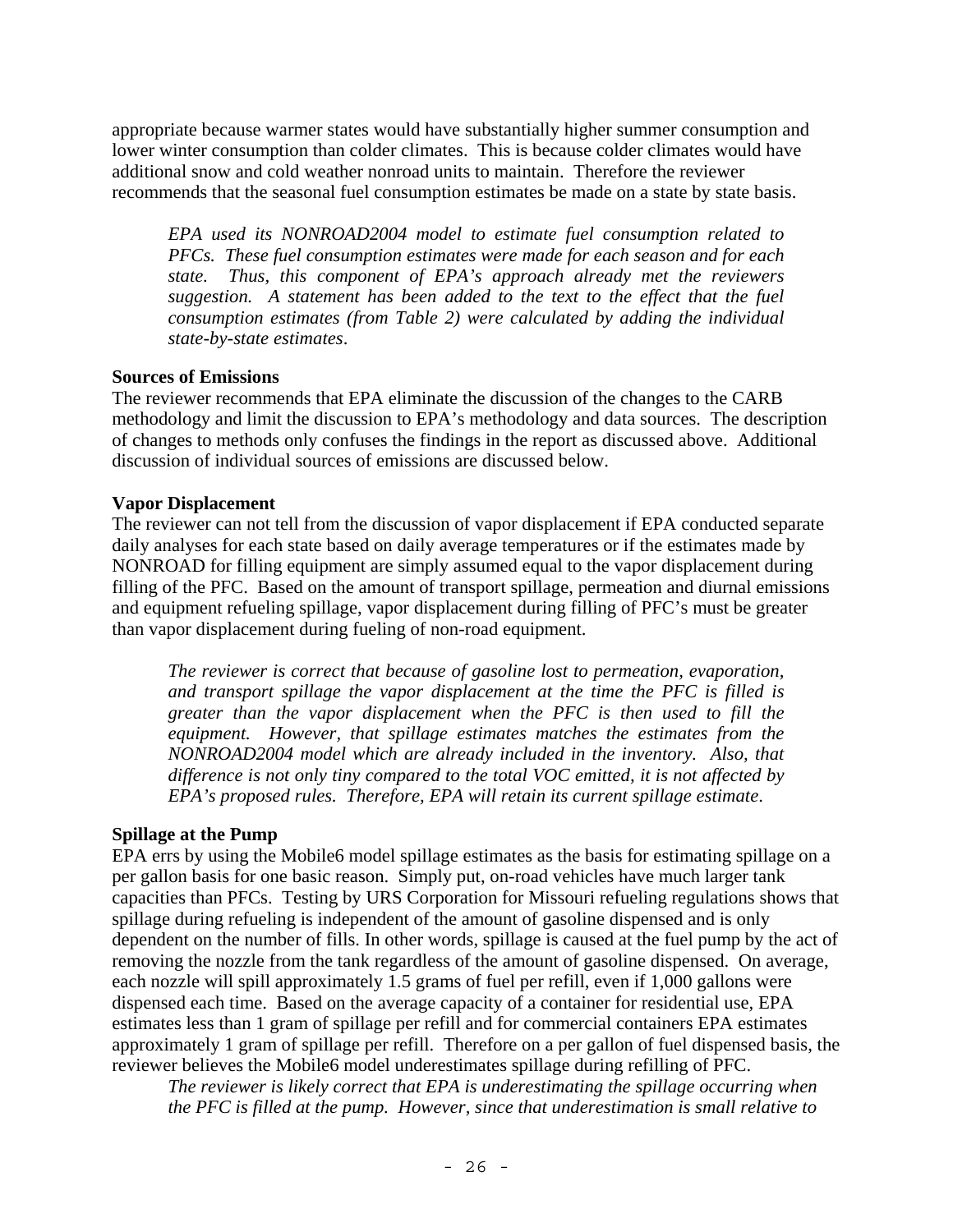appropriate because warmer states would have substantially higher summer consumption and lower winter consumption than colder climates. This is because colder climates would have additional snow and cold weather nonroad units to maintain. Therefore the reviewer recommends that the seasonal fuel consumption estimates be made on a state by state basis.

> *EPA used its NONROAD2004 model to estimate fuel consumption related to PFCs. These fuel consumption estimates were made for each season and for each state. Thus, this component of EPA's approach already met the reviewers suggestion. A statement has been added to the text to the effect that the fuel consumption estimates (from Table 2) were calculated by adding the individual state-by-state estimates.*

**Sources of Emissions**

The reviewer recommends that EPA eliminate the discussion of the changes to the CARB methodology and limit the discussion to EPA's methodology and data sources. The description of changes to methods only confuses the findings in the report as discussed above. Additional discussion of individual sources of emissions are discussed below.

**Vapor Displacement**

The reviewer can not tell from the discussion of vapor displacement if EPA conducted separate daily analyses for each state based on daily average temperatures or if the estimates made by NONROAD for filling equipment are simply assumed equal to the vapor displacement during filling of the PFC. Based on the amount of transport spillage, permeation and diurnal emissions and equipment refueling spillage, vapor displacement during filling of PFC's must be greater than vapor displacement during fueling of non-road equipment.

> *The reviewer is correct that because of gasoline lost to permeation, evaporation, and transport spillage the vapor displacement at the time the PFC is filled is greater than the vapor displacement when the PFC is then used to fill the equipment. However, that spillage estimates matches the estimates from the NONROAD2004 model which are already included in the inventory. Also, that difference is not only tiny compared to the total VOC emitted, it is not affected by EPA's proposed rules. Therefore, EPA will retain its current spillage estimate.*

**Spillage at the Pump**

EPA errs by using the Mobile6 model spillage estimates as the basis for estimating spillage on a per gallon basis for one basic reason. Simply put, on-road vehicles have much larger tank capacities than PFCs. Testing by URS Corporation for Missouri refueling regulations shows that spillage during refueling is independent of the amount of gasoline dispensed and is only dependent on the number of fills. In other words, spillage is caused at the fuel pump by the act of removing the nozzle from the tank regardless of the amount of gasoline dispensed. On average, each nozzle will spill approximately 1.5 grams of fuel per refill, even if 1,000 gallons were dispensed each time. Based on the average capacity of a container for residential use, EPA estimates less than 1 gram of spillage per refill and for commercial containers EPA estimates approximately 1 gram of spillage per refill. Therefore on a per gallon of fuel dispensed basis, the reviewer believes the Mobile6 model underestimates spillage during refilling of PFC.

> *The reviewer is likely correct that EPA is underestimating the spillage occurring when the PFC is filled at the pump. However, since that underestimation is small relative to*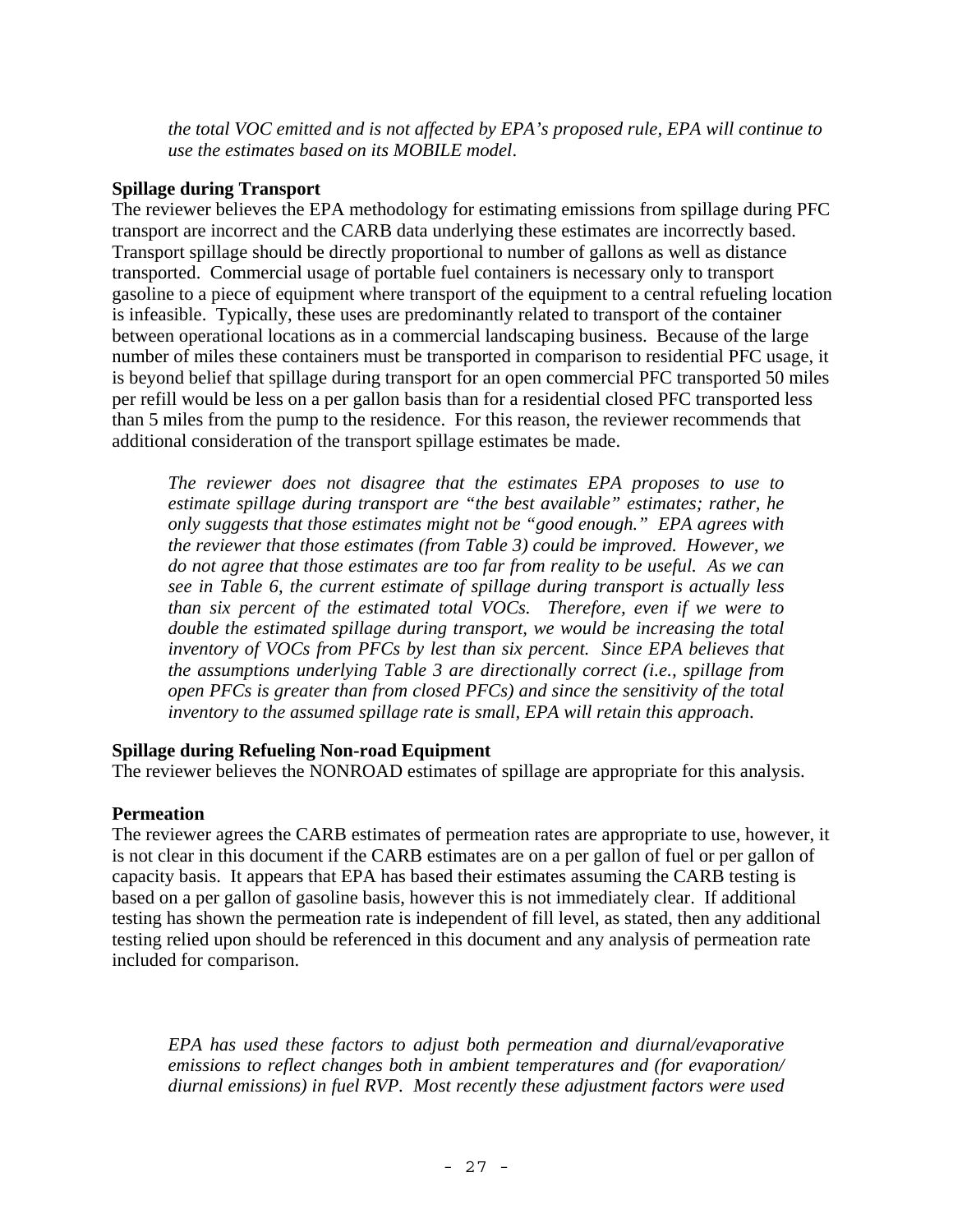*the total VOC emitted and is not affected by EPA's proposed rule, EPA will continue to use the estimates based on its MOBILE model*.

**Spillage during Transport**

The reviewer believes the EPA methodology for estimating emissions from spillage during PFC transport are incorrect and the CARB data underlying these estimates are incorrectly based. Transport spillage should be directly proportional to number of gallons as well as distance transported. Commercial usage of portable fuel containers is necessary only to transport gasoline to a piece of equipment where transport of the equipment to a central refueling location is infeasible. Typically, these uses are predominantly related to transport of the container between operational locations as in a commercial landscaping business. Because of the large number of miles these containers must be transported in comparison to residential PFC usage, it is beyond belief that spillage during transport for an open commercial PFC transported 50 miles per refill would be less on a per gallon basis than for a residential closed PFC transported less than 5 miles from the pump to the residence. For this reason, the reviewer recommends that additional consideration of the transport spillage estimates be made.

*The reviewer does not disagree that the estimates EPA proposes to use to estimate spillage during transport are "the best available" estimates; rather, he only suggests that those estimates might not be "good enough." EPA agrees with the reviewer that those estimates (from Table 3) could be improved. However, we do not agree that those estimates are too far from reality to be useful. As we can see in Table 6, the current estimate of spillage during transport is actually less than six percent of the estimated total VOCs. Therefore, even if we were to double the estimated spillage during transport, we would be increasing the total inventory of VOCs from PFCs by lest than six percent. Since EPA believes that the assumptions underlying Table 3 are directionally correct (i.e., spillage from open PFCs is greater than from closed PFCs) and since the sensitivity of the total inventory to the assumed spillage rate is small, EPA will retain this approach*.

**Spillage during Refueling Non-road Equipment**

The reviewer believes the NONROAD estimates of spillage are appropriate for this analysis.

**Permeation**

The reviewer agrees the CARB estimates of permeation rates are appropriate to use, however, it is not clear in this document if the CARB estimates are on a per gallon of fuel or per gallon of capacity basis. It appears that EPA has based their estimates assuming the CARB testing is based on a per gallon of gasoline basis, however this is not immediately clear. If additional testing has shown the permeation rate is independent of fill level, as stated, then any additional testing relied upon should be referenced in this document and any analysis of permeation rate included for comparison.

*EPA has used these factors to adjust both permeation and diurnal/evaporative emissions to reflect changes both in ambient temperatures and (for evaporation/ diurnal emissions) in fuel RVP. Most recently these adjustment factors were used*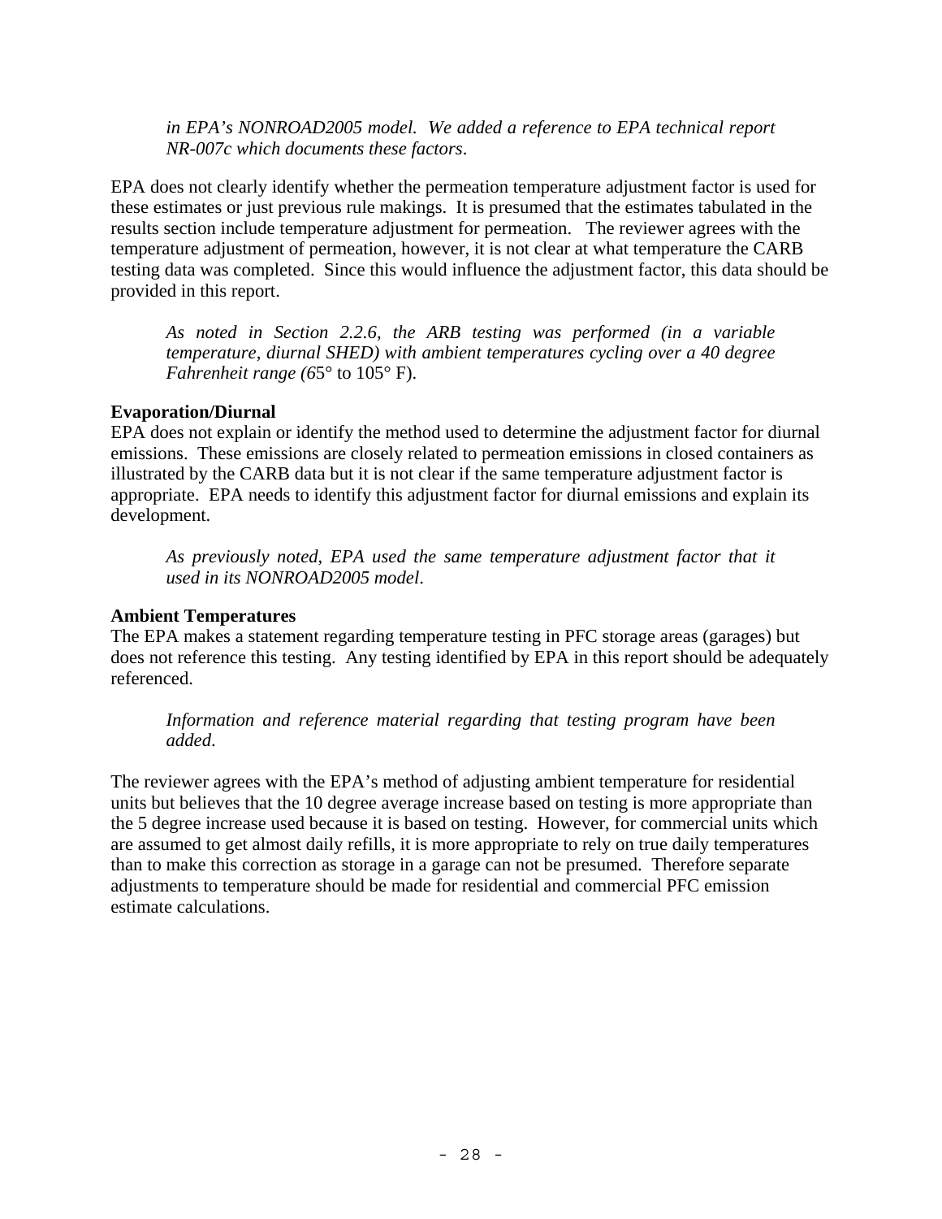*in EPA's NONROAD2005 model. We added a reference to EPA technical report NR-007c which documents these factors*.

EPA does not clearly identify whether the permeation temperature adjustment factor is used for these estimates or just previous rule makings. It is presumed that the estimates tabulated in the results section include temperature adjustment for permeation. The reviewer agrees with the temperature adjustment of permeation, however, it is not clear at what temperature the CARB testing data was completed. Since this would influence the adjustment factor, this data should be provided in this report.

*As noted in Section 2.2.6, the ARB testing was performed (in a variable temperature, diurnal SHED) with ambient temperatures cycling over a 40 degree Fahrenheit range (6*5° to 105° F).

**Evaporation/Diurnal**
EPA does not explain or identify the method used to determine the adjustment factor for diurnal emissions. These emissions are closely related to permeation emissions in closed containers as illustrated by the CARB data but it is not clear if the same temperature adjustment factor is appropriate. EPA needs to identify this adjustment factor for diurnal emissions and explain its development.

*As previously noted, EPA used the same temperature adjustment factor that it used in its NONROAD2005 model.*

**Ambient Temperatures**
The EPA makes a statement regarding temperature testing in PFC storage areas (garages) but does not reference this testing. Any testing identified by EPA in this report should be adequately referenced.

*Information and reference material regarding that testing program have been added.*

The reviewer agrees with the EPA's method of adjusting ambient temperature for residential units but believes that the 10 degree average increase based on testing is more appropriate than the 5 degree increase used because it is based on testing. However, for commercial units which are assumed to get almost daily refills, it is more appropriate to rely on true daily temperatures than to make this correction as storage in a garage can not be presumed. Therefore separate adjustments to temperature should be made for residential and commercial PFC emission estimate calculations.